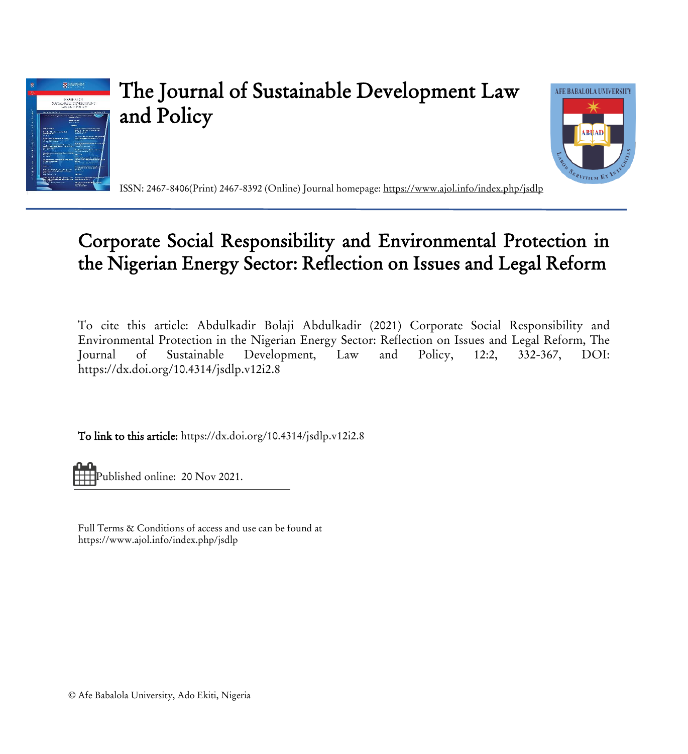# The Journal of Sustainable Development Law and Policy

ISSN: 2467-8406(Print) 2467-8392 (Online) Journal homepage: https://www.ajol.info/index.php/jsdlp

## Corporate Social Responsibility and Environmental Protection in the Nigerian Energy Sector: Reflection on Issues and Legal Reform

To cite this article: Abdulkadir Bolaji Abdulkadir (2021) Corporate Social Responsibility and Environmental Protection in the Nigerian Energy Sector: Reflection on Issues and Legal Reform, The Journal of Sustainable Development, Law and Policy, 12:2, 332-367, DOI: https://dx.doi.org/10.4314/jsdlp.v12i2.8

**To link to this article:** https://dx.doi.org/10.4314/jsdlp.v12i2.8

Published online: 20 Nov 2021.

Full Terms & Conditions of access and use can be found at https://www.ajol.info/index.php/jsdlp

© Afe Babalola University, Ado Ekiti, Nigeria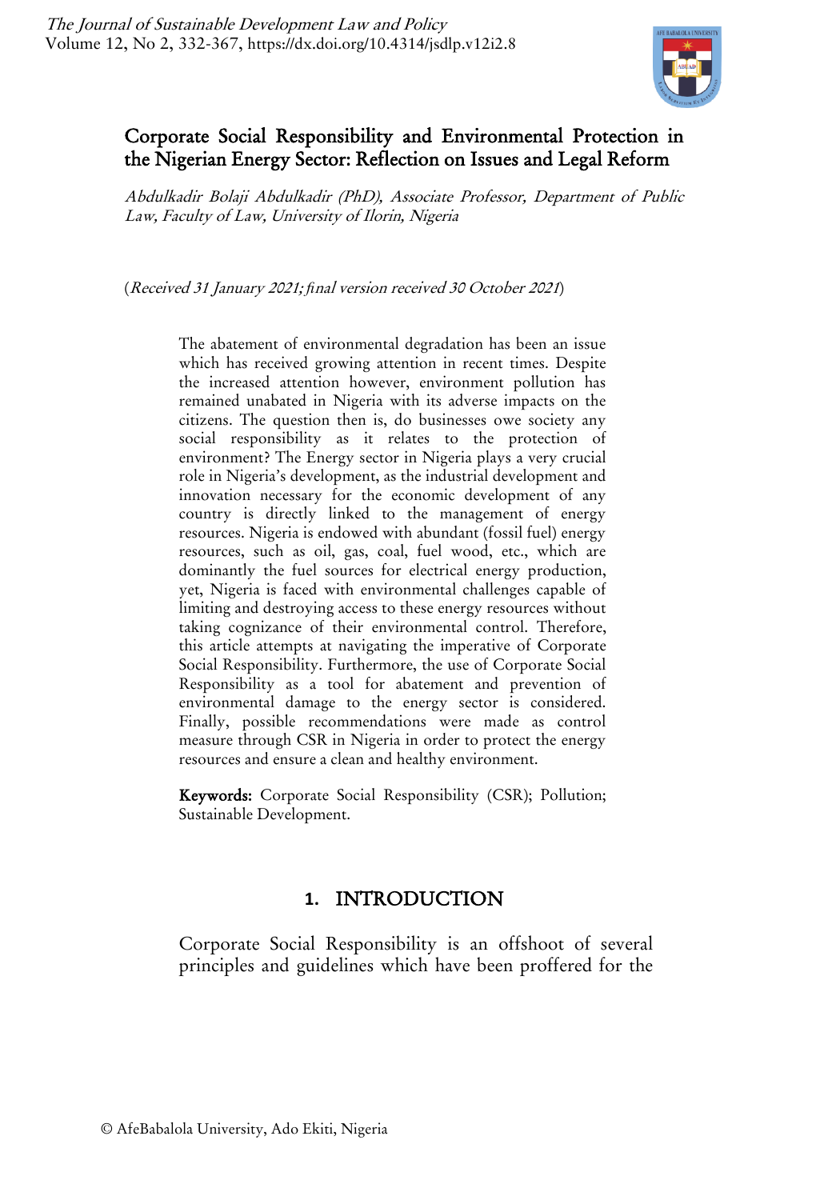# Corporate Social Responsibility and Environmental Protection in the Nigerian Energy Sector: Reflection on Issues and Legal Reform

*Abdulkadir Bolaji Abdulkadir (PhD), Associate Professor, Department of Public Law, Faculty of Law, University of Ilorin, Nigeria*

(*Received 31 January 2021; final version received 30 October 2021*)

The abatement of environmental degradation has been an issue which has received growing attention in recent times. Despite the increased attention however, environment pollution has remained unabated in Nigeria with its adverse impacts on the citizens. The question then is, do businesses owe society any social responsibility as it relates to the protection of environment? The Energy sector in Nigeria plays a very crucial role in Nigeria's development, as the industrial development and innovation necessary for the economic development of any country is directly linked to the management of energy resources. Nigeria is endowed with abundant (fossil fuel) energy resources, such as oil, gas, coal, fuel wood, etc., which are dominantly the fuel sources for electrical energy production, yet, Nigeria is faced with environmental challenges capable of limiting and destroying access to these energy resources without taking cognizance of their environmental control. Therefore, this article attempts at navigating the imperative of Corporate Social Responsibility. Furthermore, the use of Corporate Social Responsibility as a tool for abatement and prevention of environmental damage to the energy sector is considered. Finally, possible recommendations were made as control measure through CSR in Nigeria in order to protect the energy resources and ensure a clean and healthy environment.

**Keywords:** Corporate Social Responsibility (CSR); Pollution; Sustainable Development.

## 1. INTRODUCTION

Corporate Social Responsibility is an offshoot of several principles and guidelines which have been proffered for the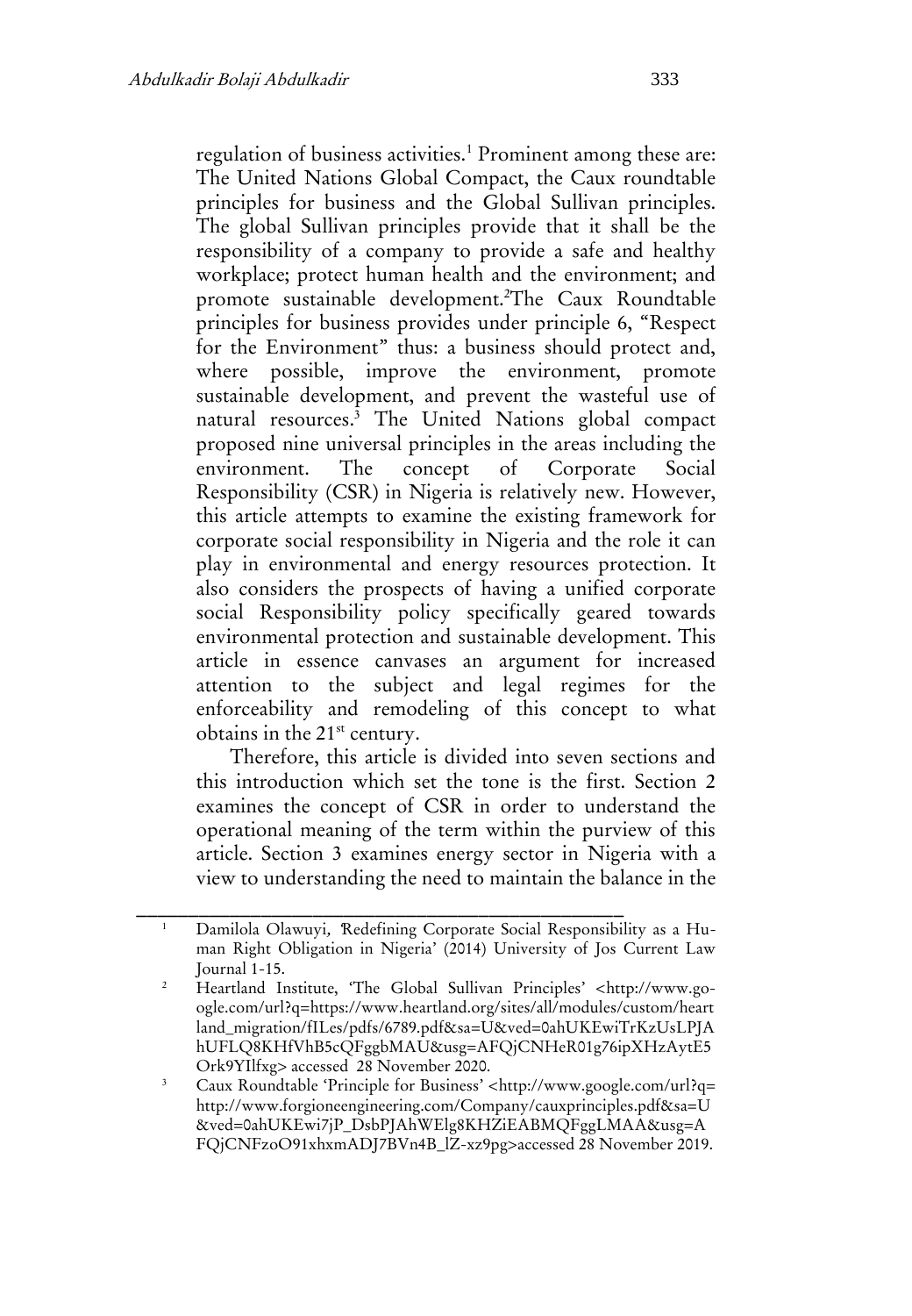regulation of business activities.[1] Prominent among these are: The United Nations Global Compact, the Caux roundtable principles for business and the Global Sullivan principles. The global Sullivan principles provide that it shall be the responsibility of a company to provide a safe and healthy workplace; protect human health and the environment; and promote sustainable development.[2]The Caux Roundtable principles for business provides under principle 6, "Respect for the Environment" thus: a business should protect and, where possible, improve the environment, promote sustainable development, and prevent the wasteful use of natural resources.[3] The United Nations global compact proposed nine universal principles in the areas including the environment. The concept of Corporate Social Responsibility (CSR) in Nigeria is relatively new. However, this article attempts to examine the existing framework for corporate social responsibility in Nigeria and the role it can play in environmental and energy resources protection. It also considers the prospects of having a unified corporate social Responsibility policy specifically geared towards environmental protection and sustainable development. This article in essence canvases an argument for increased attention to the subject and legal regimes for the enforceability and remodeling of this concept to what obtains in the 21st century.

Therefore, this article is divided into seven sections and this introduction which set the tone is the first. Section 2 examines the concept of CSR in order to understand the operational meaning of the term within the purview of this article. Section 3 examines energy sector in Nigeria with a view to understanding the need to maintain the balance in the

---

[1] Damilola Olawuyi, 'Redefining Corporate Social Responsibility as a Human Right Obligation in Nigeria' (2014) University of Jos Current Law Journal 1-15.

[2] Heartland Institute, 'The Global Sullivan Principles' <http://www.google.com/url?q=https://www.heartland.org/sites/all/modules/custom/heartland_migration/fILes/pdfs/6789.pdf&sa=U&ved=0ahUKEwiTrKzUsLPJAhUFLQ8KHfVhB5cQFggbMAU&usg=AFQjCNHeR01g76ipXHzAytE5Ork9YIlfxg> accessed 28 November 2020.

[3] Caux Roundtable 'Principle for Business' <http://www.google.com/url?q=http://www.forgioneengineering.com/Company/cauxprinciples.pdf&sa=U&ved=0ahUKEwi7jP_DsbPJAhWElg8KHZiEABMQFggLMAA&usg=AFQjCNFzoO91xhxmADJ7BVn4B_lZ-xz9pg>accessed 28 November 2019.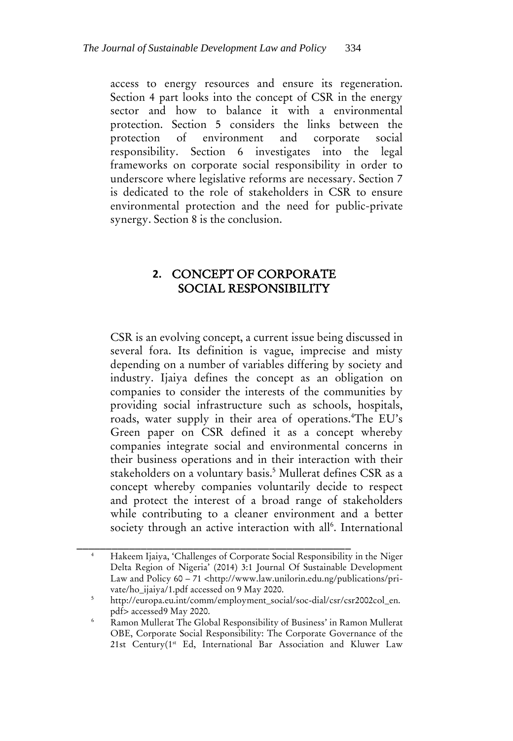access to energy resources and ensure its regeneration. Section 4 part looks into the concept of CSR in the energy sector and how to balance it with a environmental protection. Section 5 considers the links between the protection of environment and corporate social responsibility. Section 6 investigates into the legal frameworks on corporate social responsibility in order to underscore where legislative reforms are necessary. Section 7 is dedicated to the role of stakeholders in CSR to ensure environmental protection and the need for public-private synergy. Section 8 is the conclusion.

## 2. CONCEPT OF CORPORATE SOCIAL RESPONSIBILITY

CSR is an evolving concept, a current issue being discussed in several fora. Its definition is vague, imprecise and misty depending on a number of variables differing by society and industry. Ijaiya defines the concept as an obligation on companies to consider the interests of the communities by providing social infrastructure such as schools, hospitals, roads, water supply in their area of operations.[4] The EU's Green paper on CSR defined it as a concept whereby companies integrate social and environmental concerns in their business operations and in their interaction with their stakeholders on a voluntary basis.[5] Mullerat defines CSR as a concept whereby companies voluntarily decide to respect and protect the interest of a broad range of stakeholders while contributing to a cleaner environment and a better society through an active interaction with all[6]. International

---

[4] Hakeem Ijaiya, 'Challenges of Corporate Social Responsibility in the Niger Delta Region of Nigeria' (2014) 3:1 Journal Of Sustainable Development Law and Policy 60 – 71 <http://www.law.unilorin.edu.ng/publications/private/ho_ijaiya/1.pdf accessed on 9 May 2020.

[5] http://europa.eu.int/comm/employment_social/soc-dial/csr/csr2002col_en.pdf> accessed9 May 2020.

[6] Ramon Mullerat The Global Responsibility of Business' in Ramon Mullerat OBE, Corporate Social Responsibility: The Corporate Governance of the 21st Century(1st Ed, International Bar Association and Kluwer Law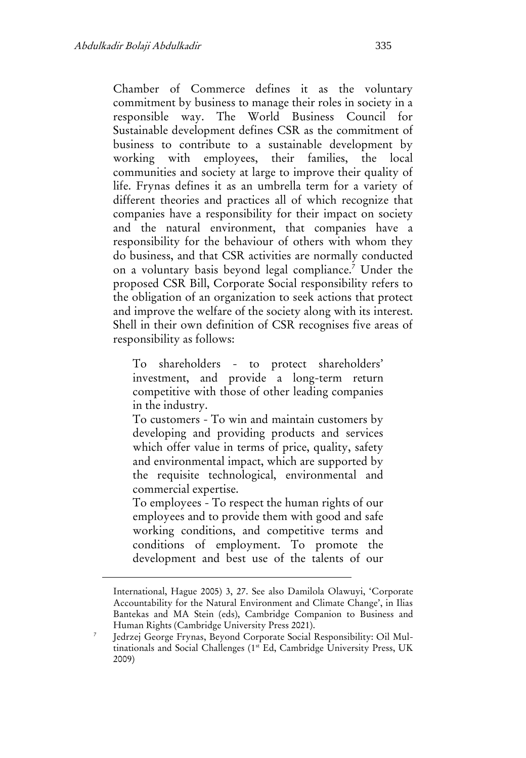Chamber of Commerce defines it as the voluntary commitment by business to manage their roles in society in a responsible way. The World Business Council for Sustainable development defines CSR as the commitment of business to contribute to a sustainable development by working with employees, their families, the local communities and society at large to improve their quality of life. Frynas defines it as an umbrella term for a variety of different theories and practices all of which recognize that companies have a responsibility for their impact on society and the natural environment, that companies have a responsibility for the behaviour of others with whom they do business, and that CSR activities are normally conducted on a voluntary basis beyond legal compliance.[7] Under the proposed CSR Bill, Corporate Social responsibility refers to the obligation of an organization to seek actions that protect and improve the welfare of the society along with its interest. Shell in their own definition of CSR recognises five areas of responsibility as follows:

> To shareholders - to protect shareholders' investment, and provide a long-term return competitive with those of other leading companies in the industry.
>
> To customers - To win and maintain customers by developing and providing products and services which offer value in terms of price, quality, safety and environmental impact, which are supported by the requisite technological, environmental and commercial expertise.
>
> To employees - To respect the human rights of our employees and to provide them with good and safe working conditions, and competitive terms and conditions of employment. To promote the development and best use of the talents of our

---

International, Hague 2005) 3, 27. See also Damilola Olawuyi, 'Corporate Accountability for the Natural Environment and Climate Change', in Ilias Bantekas and MA Stein (eds), Cambridge Companion to Business and Human Rights (Cambridge University Press 2021).

[7] Jedrzej George Frynas, Beyond Corporate Social Responsibility: Oil Multinationals and Social Challenges (1st Ed, Cambridge University Press, UK 2009)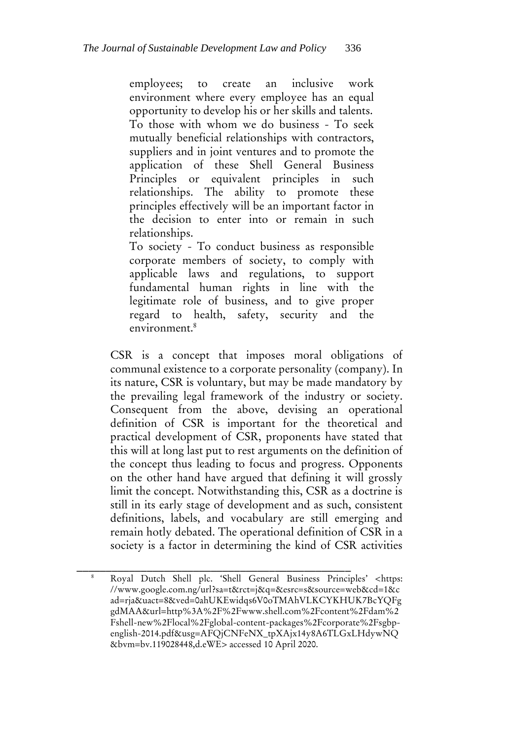> employees; to create an inclusive work environment where every employee has an equal opportunity to develop his or her skills and talents.
> To those with whom we do business - To seek mutually beneficial relationships with contractors, suppliers and in joint ventures and to promote the application of these Shell General Business Principles or equivalent principles in such relationships. The ability to promote these principles effectively will be an important factor in the decision to enter into or remain in such relationships.
> To society - To conduct business as responsible corporate members of society, to comply with applicable laws and regulations, to support fundamental human rights in line with the legitimate role of business, and to give proper regard to health, safety, security and the environment.[8]

CSR is a concept that imposes moral obligations of communal existence to a corporate personality (company). In its nature, CSR is voluntary, but may be made mandatory by the prevailing legal framework of the industry or society. Consequent from the above, devising an operational definition of CSR is important for the theoretical and practical development of CSR, proponents have stated that this will at long last put to rest arguments on the definition of the concept thus leading to focus and progress. Opponents on the other hand have argued that defining it will grossly limit the concept. Notwithstanding this, CSR as a doctrine is still in its early stage of development and as such, consistent definitions, labels, and vocabulary are still emerging and remain hotly debated. The operational definition of CSR in a society is a factor in determining the kind of CSR activities

---

[8] Royal Dutch Shell plc. 'Shell General Business Principles' <https://www.google.com.ng/url?sa=t&rct=j&q=&esrc=s&source=web&cd=1&cad=rja&uact=8&ved=0ahUKEwidqs6V0oTMAhVLKCYKHUK7BcYQFggdMAA&url=http%3A%2F%2Fwww.shell.com%2Fcontent%2Fdam%2Fshell-new%2Flocal%2Fglobal-content-packages%2Fcorporate%2Fsgbp-english-2014.pdf&usg=AFQjCNFeNX_tpXAjx14y8A6TLGxLHdywNQ&bvm=bv.119028448,d.eWE> accessed 10 April 2020.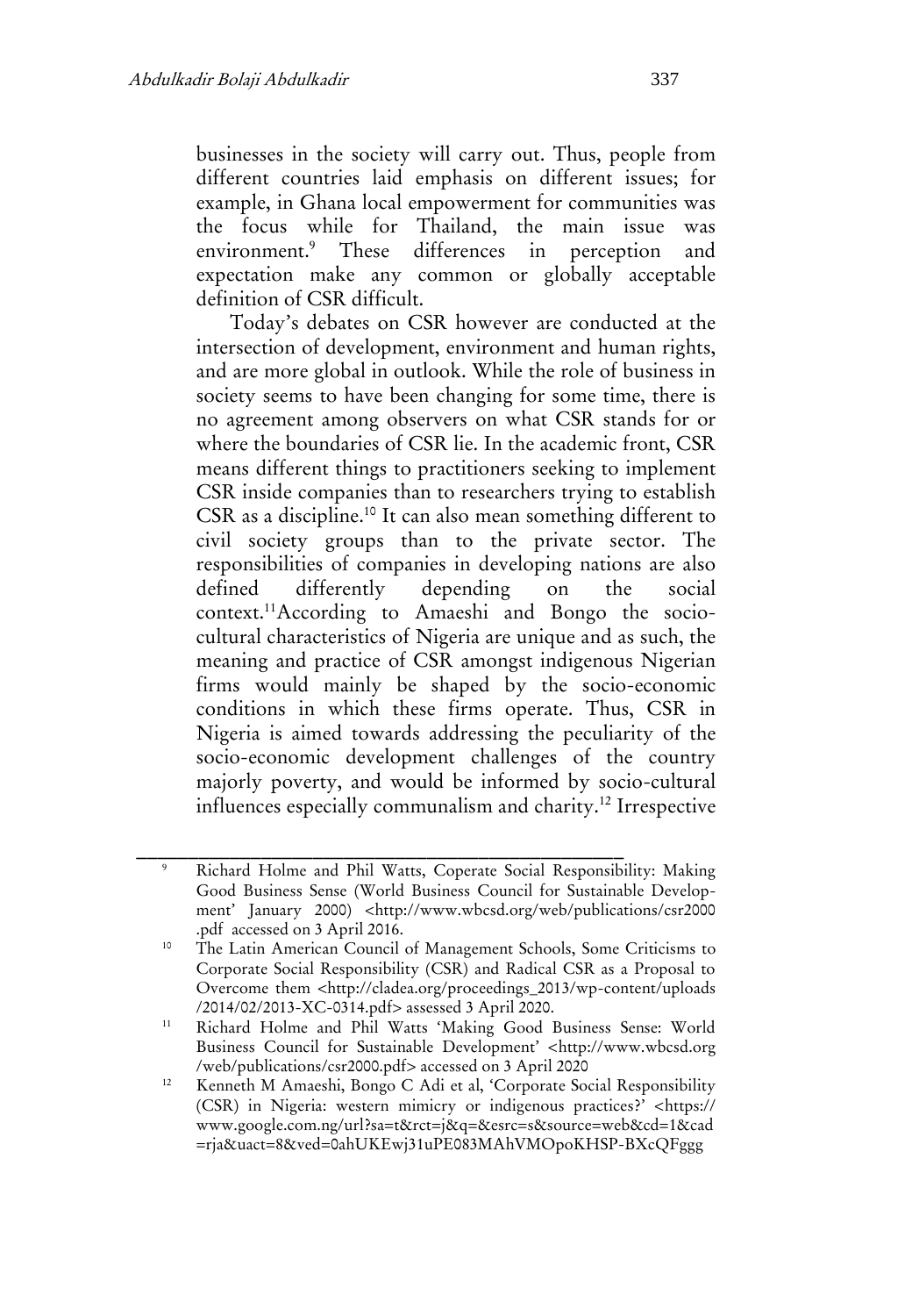businesses in the society will carry out. Thus, people from different countries laid emphasis on different issues; for example, in Ghana local empowerment for communities was the focus while for Thailand, the main issue was environment.[9] These differences in perception and expectation make any common or globally acceptable definition of CSR difficult.

Today's debates on CSR however are conducted at the intersection of development, environment and human rights, and are more global in outlook. While the role of business in society seems to have been changing for some time, there is no agreement among observers on what CSR stands for or where the boundaries of CSR lie. In the academic front, CSR means different things to practitioners seeking to implement CSR inside companies than to researchers trying to establish CSR as a discipline.[10] It can also mean something different to civil society groups than to the private sector. The responsibilities of companies in developing nations are also defined differently depending on the social context.[11]According to Amaeshi and Bongo the socio-cultural characteristics of Nigeria are unique and as such, the meaning and practice of CSR amongst indigenous Nigerian firms would mainly be shaped by the socio-economic conditions in which these firms operate. Thus, CSR in Nigeria is aimed towards addressing the peculiarity of the socio-economic development challenges of the country majorly poverty, and would be informed by socio-cultural influences especially communalism and charity.[12] Irrespective

---

[9] Richard Holme and Phil Watts, Coperate Social Responsibility: Making Good Business Sense (World Business Council for Sustainable Development' January 2000) <http://www.wbcsd.org/web/publications/csr2000.pdf accessed on 3 April 2016.

[10] The Latin American Council of Management Schools, Some Criticisms to Corporate Social Responsibility (CSR) and Radical CSR as a Proposal to Overcome them <http://cladea.org/proceedings_2013/wp-content/uploads/2014/02/2013-XC-0314.pdf> assessed 3 April 2020.

[11] Richard Holme and Phil Watts 'Making Good Business Sense: World Business Council for Sustainable Development' <http://www.wbcsd.org/web/publications/csr2000.pdf> accessed on 3 April 2020

[12] Kenneth M Amaeshi, Bongo C Adi et al, 'Corporate Social Responsibility (CSR) in Nigeria: western mimicry or indigenous practices?' <https://www.google.com.ng/url?sa=t&rct=j&q=&esrc=s&source=web&cd=1&cad=rja&uact=8&ved=0ahUKEwj31uPE083MAhVMOpoKHSP-BXcQFggg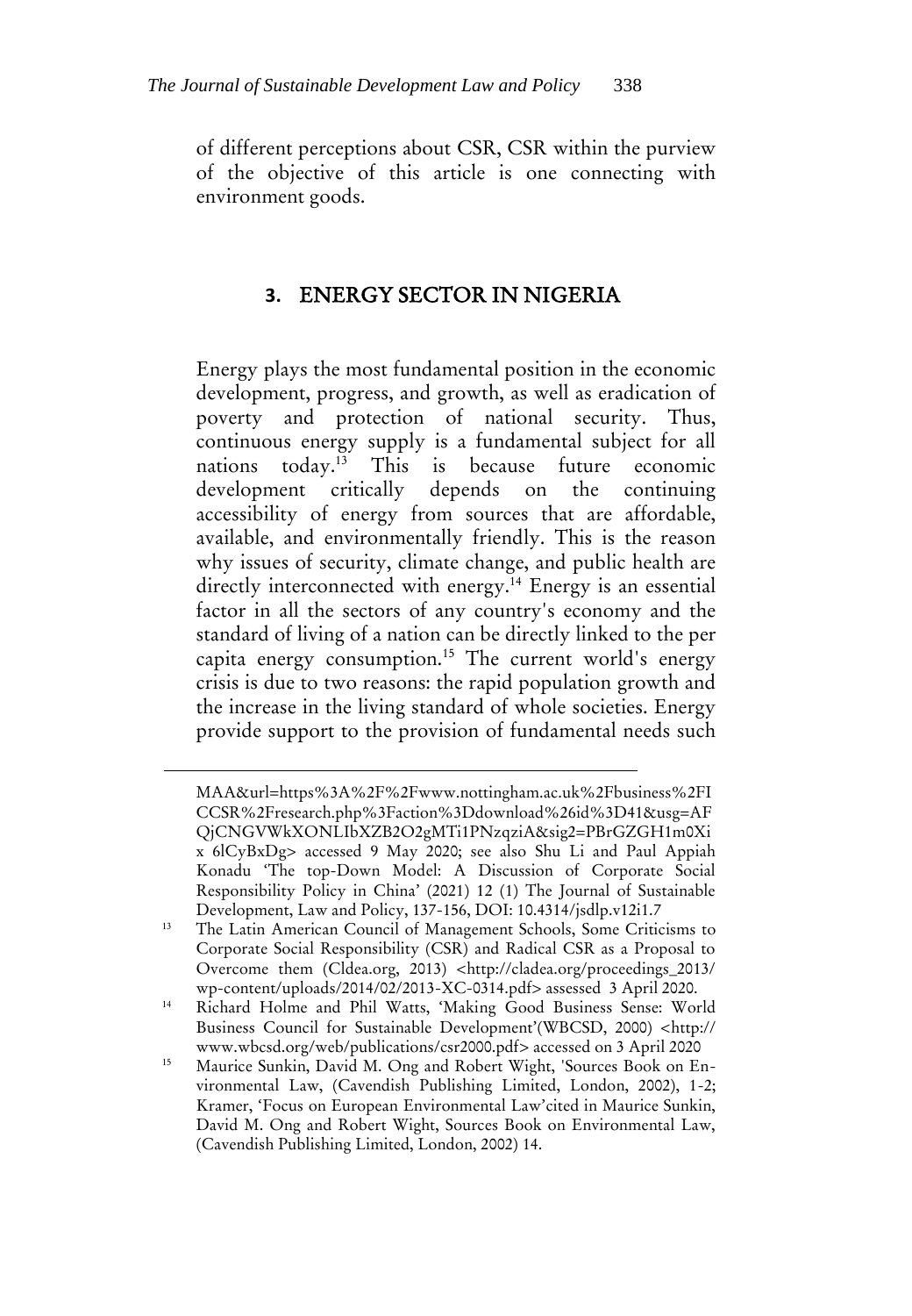of different perceptions about CSR, CSR within the purview of the objective of this article is one connecting with environment goods.

## 3. ENERGY SECTOR IN NIGERIA

Energy plays the most fundamental position in the economic development, progress, and growth, as well as eradication of poverty and protection of national security. Thus, continuous energy supply is a fundamental subject for all nations today.[13] This is because future economic development critically depends on the continuing accessibility of energy from sources that are affordable, available, and environmentally friendly. This is the reason why issues of security, climate change, and public health are directly interconnected with energy.[14] Energy is an essential factor in all the sectors of any country's economy and the standard of living of a nation can be directly linked to the per capita energy consumption.[15] The current world's energy crisis is due to two reasons: the rapid population growth and the increase in the living standard of whole societies. Energy provide support to the provision of fundamental needs such

---

MAA&url=https%3A%2F%2Fwww.nottingham.ac.uk%2Fbusiness%2FICCSR%2Fresearch.php%3Faction%3Ddownload%26id%3D41&usg=AFQjCNGVWkXONLIbXZB2O2gMTi1PNzqziA&sig2=PBrGZGH1m0Xix 6lCyBxDg> accessed 9 May 2020; see also Shu Li and Paul Appiah Konadu 'The top-Down Model: A Discussion of Corporate Social Responsibility Policy in China' (2021) 12 (1) The Journal of Sustainable Development, Law and Policy, 137-156, DOI: 10.4314/jsdlp.v12i1.7

[13] The Latin American Council of Management Schools, Some Criticisms to Corporate Social Responsibility (CSR) and Radical CSR as a Proposal to Overcome them (Cldea.org, 2013) <http://cladea.org/proceedings_2013/wp-content/uploads/2014/02/2013-XC-0314.pdf> assessed 3 April 2020.

[14] Richard Holme and Phil Watts, 'Making Good Business Sense: World Business Council for Sustainable Development'(WBCSD, 2000) <http://www.wbcsd.org/web/publications/csr2000.pdf> accessed on 3 April 2020

[15] Maurice Sunkin, David M. Ong and Robert Wight, 'Sources Book on Environmental Law, (Cavendish Publishing Limited, London, 2002), 1-2; Kramer, 'Focus on European Environmental Law'cited in Maurice Sunkin, David M. Ong and Robert Wight, Sources Book on Environmental Law, (Cavendish Publishing Limited, London, 2002) 14.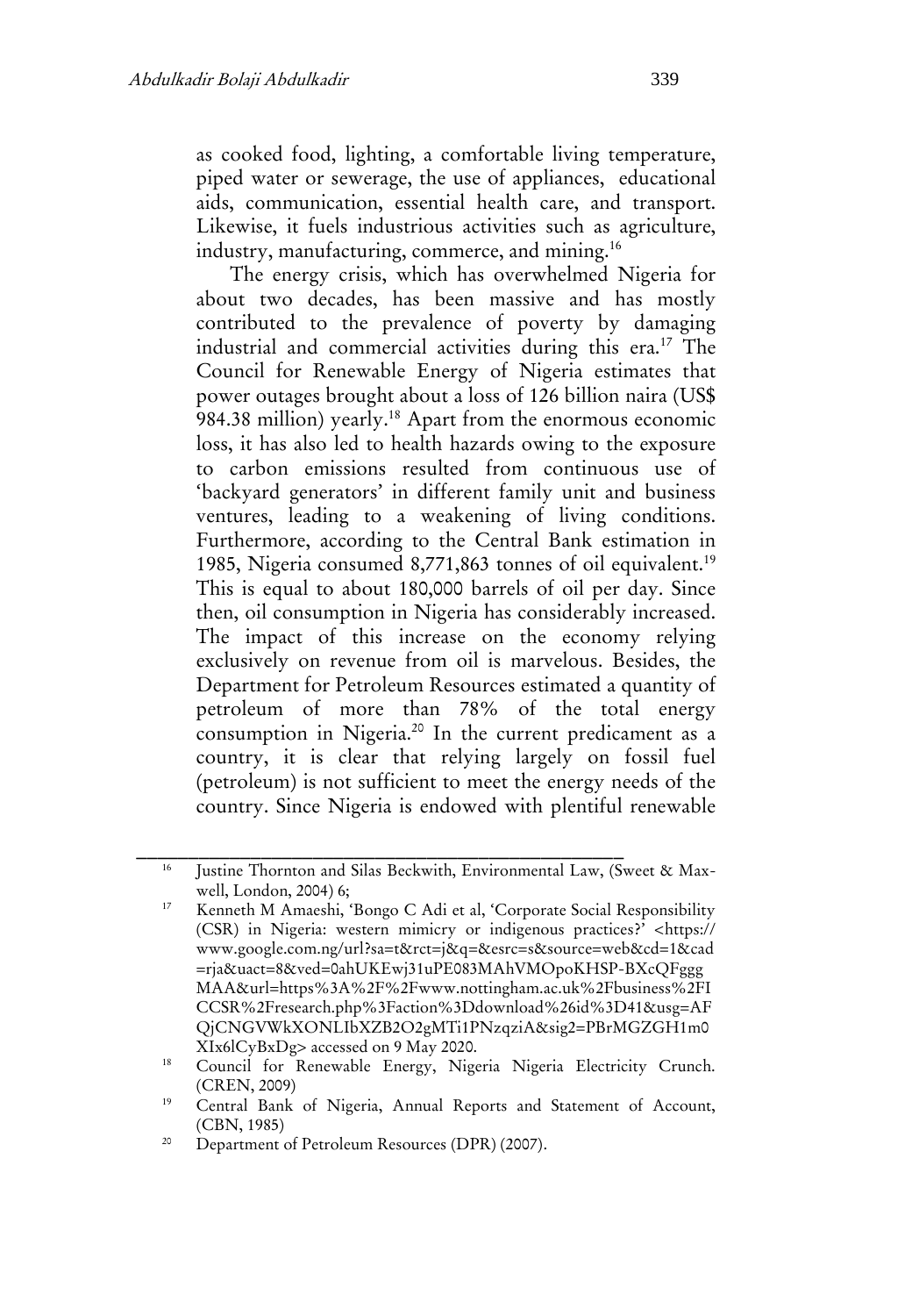as cooked food, lighting, a comfortable living temperature, piped water or sewerage, the use of appliances, educational aids, communication, essential health care, and transport. Likewise, it fuels industrious activities such as agriculture, industry, manufacturing, commerce, and mining.[16]

The energy crisis, which has overwhelmed Nigeria for about two decades, has been massive and has mostly contributed to the prevalence of poverty by damaging industrial and commercial activities during this era.[17] The Council for Renewable Energy of Nigeria estimates that power outages brought about a loss of 126 billion naira (US$ 984.38 million) yearly.[18] Apart from the enormous economic loss, it has also led to health hazards owing to the exposure to carbon emissions resulted from continuous use of 'backyard generators' in different family unit and business ventures, leading to a weakening of living conditions. Furthermore, according to the Central Bank estimation in 1985, Nigeria consumed 8,771,863 tonnes of oil equivalent.[19] This is equal to about 180,000 barrels of oil per day. Since then, oil consumption in Nigeria has considerably increased. The impact of this increase on the economy relying exclusively on revenue from oil is marvelous. Besides, the Department for Petroleum Resources estimated a quantity of petroleum of more than 78% of the total energy consumption in Nigeria.[20] In the current predicament as a country, it is clear that relying largely on fossil fuel (petroleum) is not sufficient to meet the energy needs of the country. Since Nigeria is endowed with plentiful renewable

---

[16] Justine Thornton and Silas Beckwith, Environmental Law, (Sweet & Maxwell, London, 2004) 6;

[17] Kenneth M Amaeshi, 'Bongo C Adi et al, 'Corporate Social Responsibility (CSR) in Nigeria: western mimicry or indigenous practices?' <https://www.google.com.ng/url?sa=t&rct=j&q=&esrc=s&source=web&cd=1&cad=rja&uact=8&ved=0ahUKEwj31uPE083MAhVMOpoKHSP-BXcQFgggMAA&url=https%3A%2F%2Fwww.nottingham.ac.uk%2Fbusiness%2FICCSR%2Fresearch.php%3Faction%3Ddownload%26id%3D41&usg=AFQjCNGVWkXONLIbXZB2O2gMTi1PNzqziA&sig2=PBrMGZGH1m0XIx6lCyBxDg> accessed on 9 May 2020.

[18] Council for Renewable Energy, Nigeria Nigeria Electricity Crunch. (CREN, 2009)

[19] Central Bank of Nigeria, Annual Reports and Statement of Account, (CBN, 1985)

[20] Department of Petroleum Resources (DPR) (2007).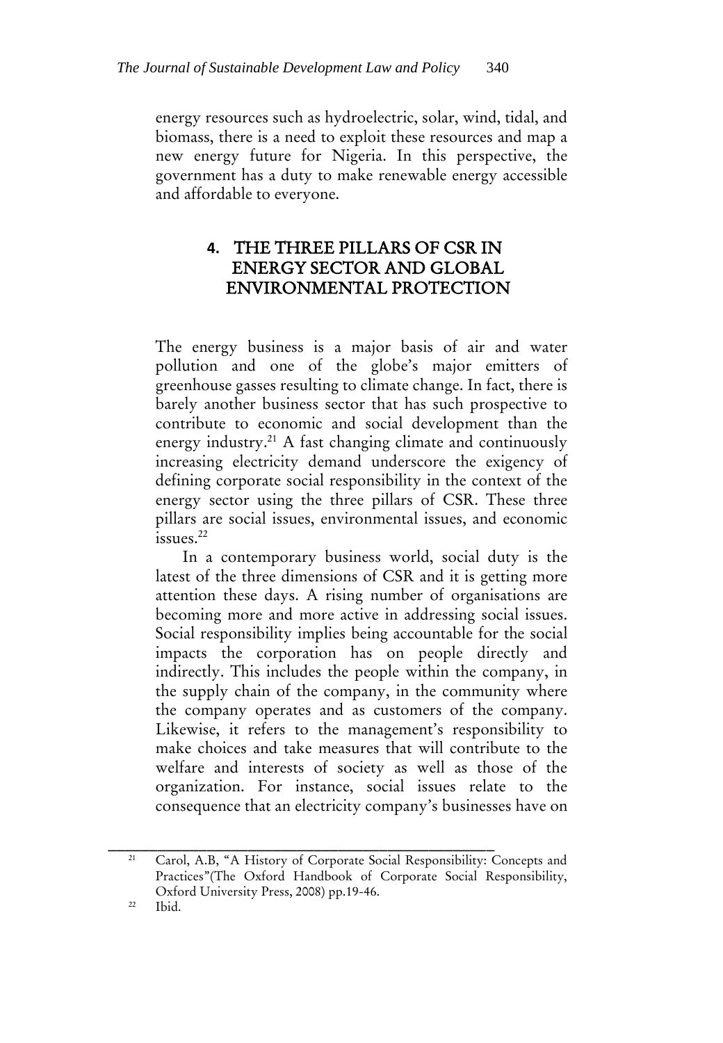energy resources such as hydroelectric, solar, wind, tidal, and biomass, there is a need to exploit these resources and map a new energy future for Nigeria. In this perspective, the government has a duty to make renewable energy accessible and affordable to everyone.

## 4. THE THREE PILLARS OF CSR IN ENERGY SECTOR AND GLOBAL ENVIRONMENTAL PROTECTION

The energy business is a major basis of air and water pollution and one of the globe's major emitters of greenhouse gasses resulting to climate change. In fact, there is barely another business sector that has such prospective to contribute to economic and social development than the energy industry.[21] A fast changing climate and continuously increasing electricity demand underscore the exigency of defining corporate social responsibility in the context of the energy sector using the three pillars of CSR. These three pillars are social issues, environmental issues, and economic issues.[22]

In a contemporary business world, social duty is the latest of the three dimensions of CSR and it is getting more attention these days. A rising number of organisations are becoming more and more active in addressing social issues. Social responsibility implies being accountable for the social impacts the corporation has on people directly and indirectly. This includes the people within the company, in the supply chain of the company, in the community where the company operates and as customers of the company. Likewise, it refers to the management's responsibility to make choices and take measures that will contribute to the welfare and interests of society as well as those of the organization. For instance, social issues relate to the consequence that an electricity company's businesses have on

---

[21] Carol, A.B, "A History of Corporate Social Responsibility: Concepts and Practices"(The Oxford Handbook of Corporate Social Responsibility, Oxford University Press, 2008) pp.19-46.

[22] Ibid.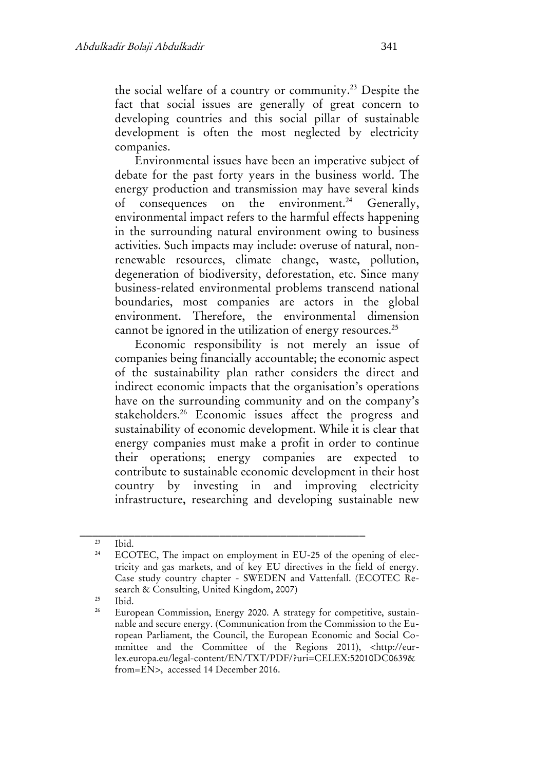the social welfare of a country or community.[23] Despite the fact that social issues are generally of great concern to developing countries and this social pillar of sustainable development is often the most neglected by electricity companies.

Environmental issues have been an imperative subject of debate for the past forty years in the business world. The energy production and transmission may have several kinds of consequences on the environment.[24] Generally, environmental impact refers to the harmful effects happening in the surrounding natural environment owing to business activities. Such impacts may include: overuse of natural, non-renewable resources, climate change, waste, pollution, degeneration of biodiversity, deforestation, etc. Since many business-related environmental problems transcend national boundaries, most companies are actors in the global environment. Therefore, the environmental dimension cannot be ignored in the utilization of energy resources.[25]

Economic responsibility is not merely an issue of companies being financially accountable; the economic aspect of the sustainability plan rather considers the direct and indirect economic impacts that the organisation's operations have on the surrounding community and on the company's stakeholders.[26] Economic issues affect the progress and sustainability of economic development. While it is clear that energy companies must make a profit in order to continue their operations; energy companies are expected to contribute to sustainable economic development in their host country by investing in and improving electricity infrastructure, researching and developing sustainable new

---

[23] Ibid.

[24] ECOTEC, The impact on employment in EU-25 of the opening of electricity and gas markets, and of key EU directives in the field of energy. Case study country chapter - SWEDEN and Vattenfall. (ECOTEC Research & Consulting, United Kingdom, 2007)

[25] Ibid.

[26] European Commission, Energy 2020. A strategy for competitive, sustainable and secure energy. (Communication from the Commission to the European Parliament, the Council, the European Economic and Social Committee and the Committee of the Regions 2011), <http://eur-lex.europa.eu/legal-content/EN/TXT/PDF/?uri=CELEX:52010DC0639&from=EN>, accessed 14 December 2016.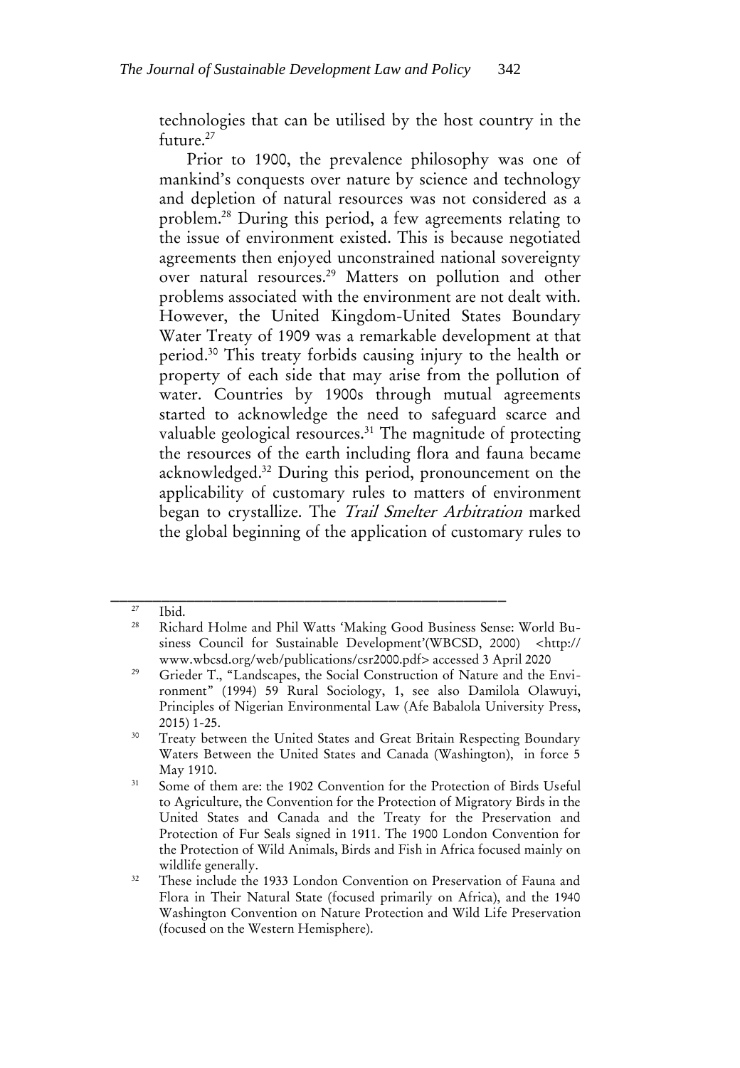technologies that can be utilised by the host country in the future.[27]

Prior to 1900, the prevalence philosophy was one of mankind's conquests over nature by science and technology and depletion of natural resources was not considered as a problem.[28] During this period, a few agreements relating to the issue of environment existed. This is because negotiated agreements then enjoyed unconstrained national sovereignty over natural resources.[29] Matters on pollution and other problems associated with the environment are not dealt with. However, the United Kingdom-United States Boundary Water Treaty of 1909 was a remarkable development at that period.[30] This treaty forbids causing injury to the health or property of each side that may arise from the pollution of water. Countries by 1900s through mutual agreements started to acknowledge the need to safeguard scarce and valuable geological resources.[31] The magnitude of protecting the resources of the earth including flora and fauna became acknowledged.[32] During this period, pronouncement on the applicability of customary rules to matters of environment began to crystallize. The *Trail Smelter Arbitration* marked the global beginning of the application of customary rules to

---

[27] Ibid.

[28] Richard Holme and Phil Watts 'Making Good Business Sense: World Business Council for Sustainable Development'(WBCSD, 2000) <http://www.wbcsd.org/web/publications/csr2000.pdf> accessed 3 April 2020

[29] Grieder T., "Landscapes, the Social Construction of Nature and the Environment" (1994) 59 Rural Sociology, 1, see also Damilola Olawuyi, Principles of Nigerian Environmental Law (Afe Babalola University Press, 2015) 1-25.

[30] Treaty between the United States and Great Britain Respecting Boundary Waters Between the United States and Canada (Washington), in force 5 May 1910.

[31] Some of them are: the 1902 Convention for the Protection of Birds Useful to Agriculture, the Convention for the Protection of Migratory Birds in the United States and Canada and the Treaty for the Preservation and Protection of Fur Seals signed in 1911. The 1900 London Convention for the Protection of Wild Animals, Birds and Fish in Africa focused mainly on wildlife generally.

[32] These include the 1933 London Convention on Preservation of Fauna and Flora in Their Natural State (focused primarily on Africa), and the 1940 Washington Convention on Nature Protection and Wild Life Preservation (focused on the Western Hemisphere).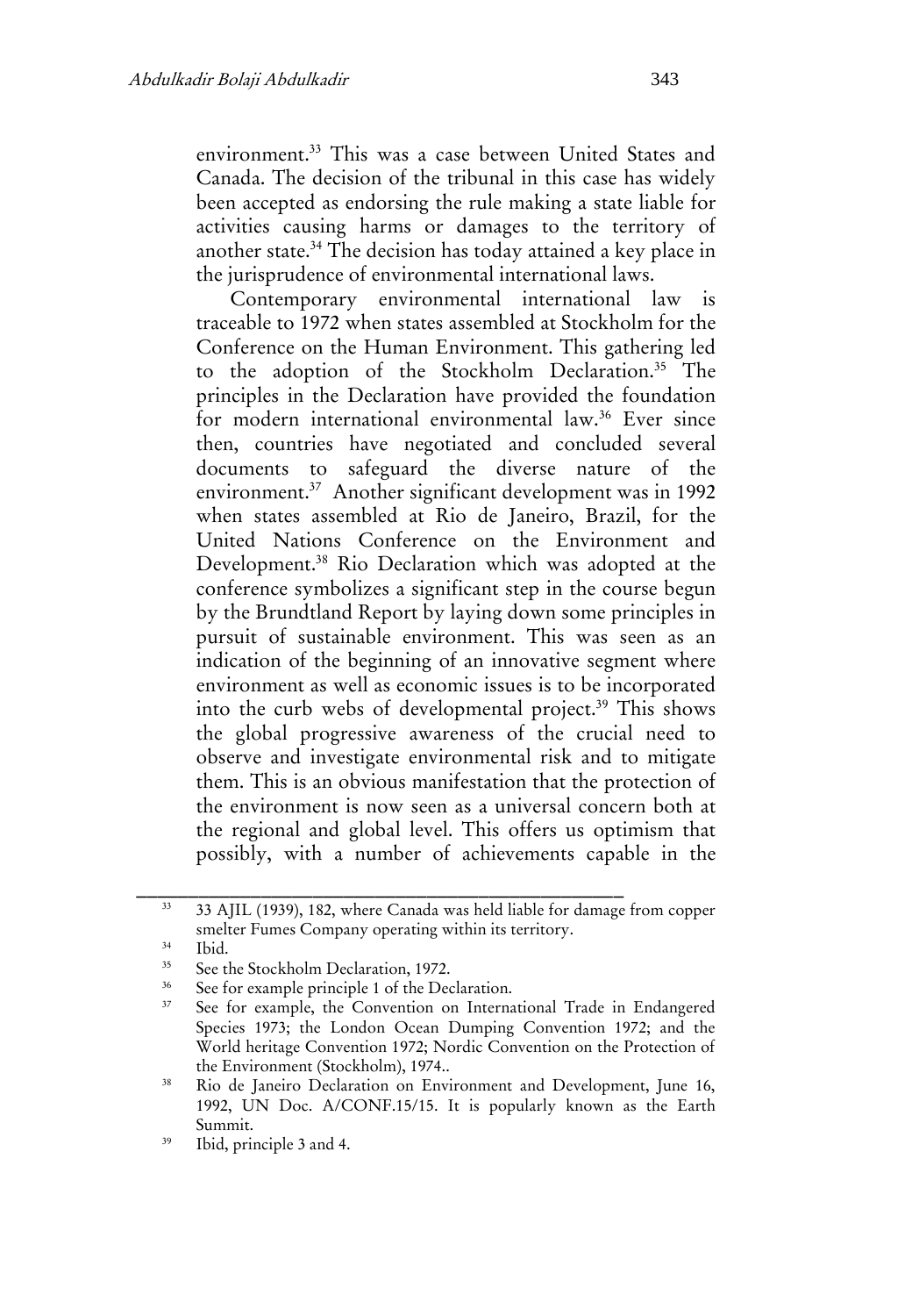environment.[33] This was a case between United States and Canada. The decision of the tribunal in this case has widely been accepted as endorsing the rule making a state liable for activities causing harms or damages to the territory of another state.[34] The decision has today attained a key place in the jurisprudence of environmental international laws.

Contemporary environmental international law is traceable to 1972 when states assembled at Stockholm for the Conference on the Human Environment. This gathering led to the adoption of the Stockholm Declaration.[35] The principles in the Declaration have provided the foundation for modern international environmental law.[36] Ever since then, countries have negotiated and concluded several documents to safeguard the diverse nature of the environment.[37] Another significant development was in 1992 when states assembled at Rio de Janeiro, Brazil, for the United Nations Conference on the Environment and Development.[38] Rio Declaration which was adopted at the conference symbolizes a significant step in the course begun by the Brundtland Report by laying down some principles in pursuit of sustainable environment. This was seen as an indication of the beginning of an innovative segment where environment as well as economic issues is to be incorporated into the curb webs of developmental project.[39] This shows the global progressive awareness of the crucial need to observe and investigate environmental risk and to mitigate them. This is an obvious manifestation that the protection of the environment is now seen as a universal concern both at the regional and global level. This offers us optimism that possibly, with a number of achievements capable in the

---

[33] 33 AJIL (1939), 182, where Canada was held liable for damage from copper smelter Fumes Company operating within its territory.

[34] Ibid.

[35] See the Stockholm Declaration, 1972.

[36] See for example principle 1 of the Declaration.

[37] See for example, the Convention on International Trade in Endangered Species 1973; the London Ocean Dumping Convention 1972; and the World heritage Convention 1972; Nordic Convention on the Protection of the Environment (Stockholm), 1974..

[38] Rio de Janeiro Declaration on Environment and Development, June 16, 1992, UN Doc. A/CONF.15/15. It is popularly known as the Earth Summit.

[39] Ibid, principle 3 and 4.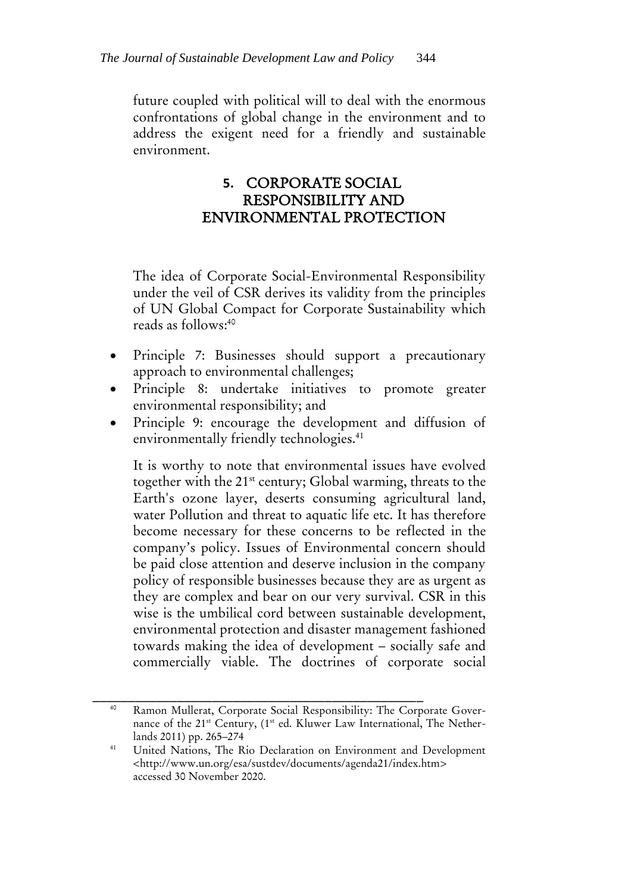future coupled with political will to deal with the enormous confrontations of global change in the environment and to address the exigent need for a friendly and sustainable environment.

## 5. CORPORATE SOCIAL RESPONSIBILITY AND ENVIRONMENTAL PROTECTION

The idea of Corporate Social-Environmental Responsibility under the veil of CSR derives its validity from the principles of UN Global Compact for Corporate Sustainability which reads as follows:[40]

- Principle 7: Businesses should support a precautionary approach to environmental challenges;
- Principle 8: undertake initiatives to promote greater environmental responsibility; and
- Principle 9: encourage the development and diffusion of environmentally friendly technologies.[41]

It is worthy to note that environmental issues have evolved together with the 21st century; Global warming, threats to the Earth's ozone layer, deserts consuming agricultural land, water Pollution and threat to aquatic life etc. It has therefore become necessary for these concerns to be reflected in the company's policy. Issues of Environmental concern should be paid close attention and deserve inclusion in the company policy of responsible businesses because they are as urgent as they are complex and bear on our very survival. CSR in this wise is the umbilical cord between sustainable development, environmental protection and disaster management fashioned towards making the idea of development – socially safe and commercially viable. The doctrines of corporate social

---

[40] Ramon Mullerat, Corporate Social Responsibility: The Corporate Governance of the 21st Century, (1st ed. Kluwer Law International, The Netherlands 2011) pp. 265–274

[41] United Nations, The Rio Declaration on Environment and Development <http://www.un.org/esa/sustdev/documents/agenda21/index.htm> accessed 30 November 2020.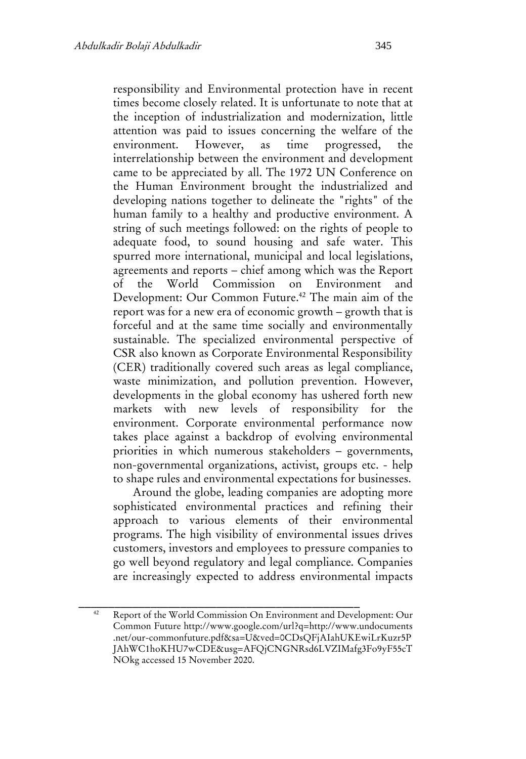responsibility and Environmental protection have in recent times become closely related. It is unfortunate to note that at the inception of industrialization and modernization, little attention was paid to issues concerning the welfare of the environment. However, as time progressed, the interrelationship between the environment and development came to be appreciated by all. The 1972 UN Conference on the Human Environment brought the industrialized and developing nations together to delineate the "rights" of the human family to a healthy and productive environment. A string of such meetings followed: on the rights of people to adequate food, to sound housing and safe water. This spurred more international, municipal and local legislations, agreements and reports – chief among which was the Report of the World Commission on Environment and Development: Our Common Future.[42] The main aim of the report was for a new era of economic growth – growth that is forceful and at the same time socially and environmentally sustainable. The specialized environmental perspective of CSR also known as Corporate Environmental Responsibility (CER) traditionally covered such areas as legal compliance, waste minimization, and pollution prevention. However, developments in the global economy has ushered forth new markets with new levels of responsibility for the environment. Corporate environmental performance now takes place against a backdrop of evolving environmental priorities in which numerous stakeholders – governments, non-governmental organizations, activist, groups etc. - help to shape rules and environmental expectations for businesses.

Around the globe, leading companies are adopting more sophisticated environmental practices and refining their approach to various elements of their environmental programs. The high visibility of environmental issues drives customers, investors and employees to pressure companies to go well beyond regulatory and legal compliance. Companies are increasingly expected to address environmental impacts

---

[42] Report of the World Commission On Environment and Development: Our Common Future http://www.google.com/url?q=http://www.undocuments.net/our-commonfuture.pdf&sa=U&ved=0CDsQFjAIahUKEwiLrKuzr5PJAhWC1hoKHU7wCDE&usg=AFQjCNGNRsd6LVZIMafg3Fo9yF55cTNOkg accessed 15 November 2020.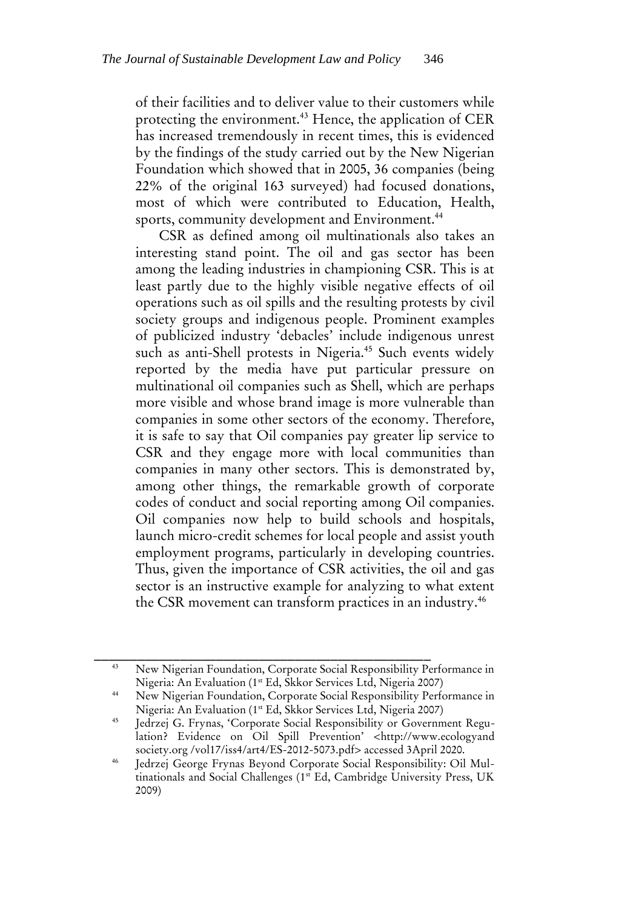of their facilities and to deliver value to their customers while protecting the environment.[43] Hence, the application of CER has increased tremendously in recent times, this is evidenced by the findings of the study carried out by the New Nigerian Foundation which showed that in 2005, 36 companies (being 22% of the original 163 surveyed) had focused donations, most of which were contributed to Education, Health, sports, community development and Environment.[44]

CSR as defined among oil multinationals also takes an interesting stand point. The oil and gas sector has been among the leading industries in championing CSR. This is at least partly due to the highly visible negative effects of oil operations such as oil spills and the resulting protests by civil society groups and indigenous people. Prominent examples of publicized industry 'debacles' include indigenous unrest such as anti-Shell protests in Nigeria.[45] Such events widely reported by the media have put particular pressure on multinational oil companies such as Shell, which are perhaps more visible and whose brand image is more vulnerable than companies in some other sectors of the economy. Therefore, it is safe to say that Oil companies pay greater lip service to CSR and they engage more with local communities than companies in many other sectors. This is demonstrated by, among other things, the remarkable growth of corporate codes of conduct and social reporting among Oil companies. Oil companies now help to build schools and hospitals, launch micro-credit schemes for local people and assist youth employment programs, particularly in developing countries. Thus, given the importance of CSR activities, the oil and gas sector is an instructive example for analyzing to what extent the CSR movement can transform practices in an industry.[46]

---

[43] New Nigerian Foundation, Corporate Social Responsibility Performance in Nigeria: An Evaluation (1st Ed, Skkor Services Ltd, Nigeria 2007)

[44] New Nigerian Foundation, Corporate Social Responsibility Performance in Nigeria: An Evaluation (1st Ed, Skkor Services Ltd, Nigeria 2007)

[45] Jedrzej G. Frynas, 'Corporate Social Responsibility or Government Regulation? Evidence on Oil Spill Prevention' <http://www.ecologyand society.org /vol17/iss4/art4/ES-2012-5073.pdf> accessed 3April 2020.

[46] Jedrzej George Frynas Beyond Corporate Social Responsibility: Oil Multinationals and Social Challenges (1st Ed, Cambridge University Press, UK 2009)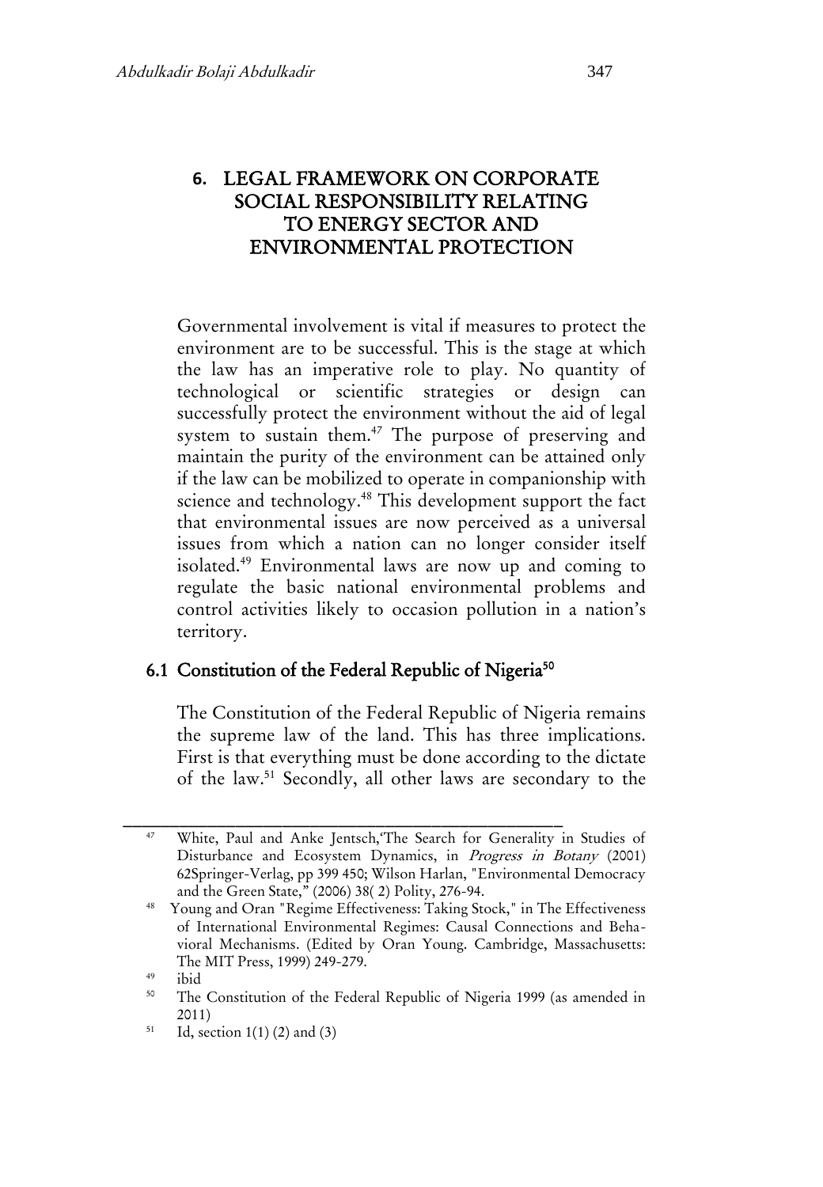## 6. LEGAL FRAMEWORK ON CORPORATE SOCIAL RESPONSIBILITY RELATING TO ENERGY SECTOR AND ENVIRONMENTAL PROTECTION

Governmental involvement is vital if measures to protect the environment are to be successful. This is the stage at which the law has an imperative role to play. No quantity of technological or scientific strategies or design can successfully protect the environment without the aid of legal system to sustain them.[47] The purpose of preserving and maintain the purity of the environment can be attained only if the law can be mobilized to operate in companionship with science and technology.[48] This development support the fact that environmental issues are now perceived as a universal issues from which a nation can no longer consider itself isolated.[49] Environmental laws are now up and coming to regulate the basic national environmental problems and control activities likely to occasion pollution in a nation's territory.

### 6.1 Constitution of the Federal Republic of Nigeria[50]

The Constitution of the Federal Republic of Nigeria remains the supreme law of the land. This has three implications. First is that everything must be done according to the dictate of the law.[51] Secondly, all other laws are secondary to the

---

[47] White, Paul and Anke Jentsch,'The Search for Generality in Studies of Disturbance and Ecosystem Dynamics, in *Progress in Botany* (2001) 62Springer-Verlag, pp 399 450; Wilson Harlan, "Environmental Democracy and the Green State," (2006) 38( 2) Polity, 276-94.

[48] Young and Oran "Regime Effectiveness: Taking Stock," in The Effectiveness of International Environmental Regimes: Causal Connections and Behavioral Mechanisms. (Edited by Oran Young. Cambridge, Massachusetts: The MIT Press, 1999) 249-279.

[49] ibid

[50] The Constitution of the Federal Republic of Nigeria 1999 (as amended in 2011)

[51] Id, section 1(1) (2) and (3)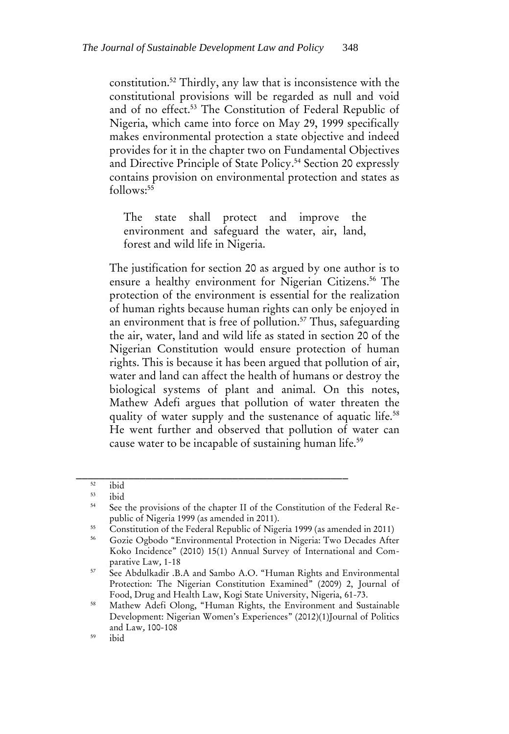constitution.[52] Thirdly, any law that is inconsistence with the constitutional provisions will be regarded as null and void and of no effect.[53] The Constitution of Federal Republic of Nigeria, which came into force on May 29, 1999 specifically makes environmental protection a state objective and indeed provides for it in the chapter two on Fundamental Objectives and Directive Principle of State Policy.[54] Section 20 expressly contains provision on environmental protection and states as follows:[55]

> The state shall protect and improve the environment and safeguard the water, air, land, forest and wild life in Nigeria.

The justification for section 20 as argued by one author is to ensure a healthy environment for Nigerian Citizens.[56] The protection of the environment is essential for the realization of human rights because human rights can only be enjoyed in an environment that is free of pollution.[57] Thus, safeguarding the air, water, land and wild life as stated in section 20 of the Nigerian Constitution would ensure protection of human rights. This is because it has been argued that pollution of air, water and land can affect the health of humans or destroy the biological systems of plant and animal. On this notes, Mathew Adefi argues that pollution of water threaten the quality of water supply and the sustenance of aquatic life.[58] He went further and observed that pollution of water can cause water to be incapable of sustaining human life.[59]

---

[52] ibid

[53] ibid

[54] See the provisions of the chapter II of the Constitution of the Federal Republic of Nigeria 1999 (as amended in 2011).

[55] Constitution of the Federal Republic of Nigeria 1999 (as amended in 2011)

[56] Gozie Ogbodo "Environmental Protection in Nigeria: Two Decades After Koko Incidence" (2010) 15(1) Annual Survey of International and Comparative Law, 1-18

[57] See Abdulkadir .B.A and Sambo A.O. "Human Rights and Environmental Protection: The Nigerian Constitution Examined" (2009) 2, Journal of Food, Drug and Health Law, Kogi State University, Nigeria, 61-73.

[58] Mathew Adefi Olong, "Human Rights, the Environment and Sustainable Development: Nigerian Women's Experiences" (2012)(1)Journal of Politics and Law, 100-108

[59] ibid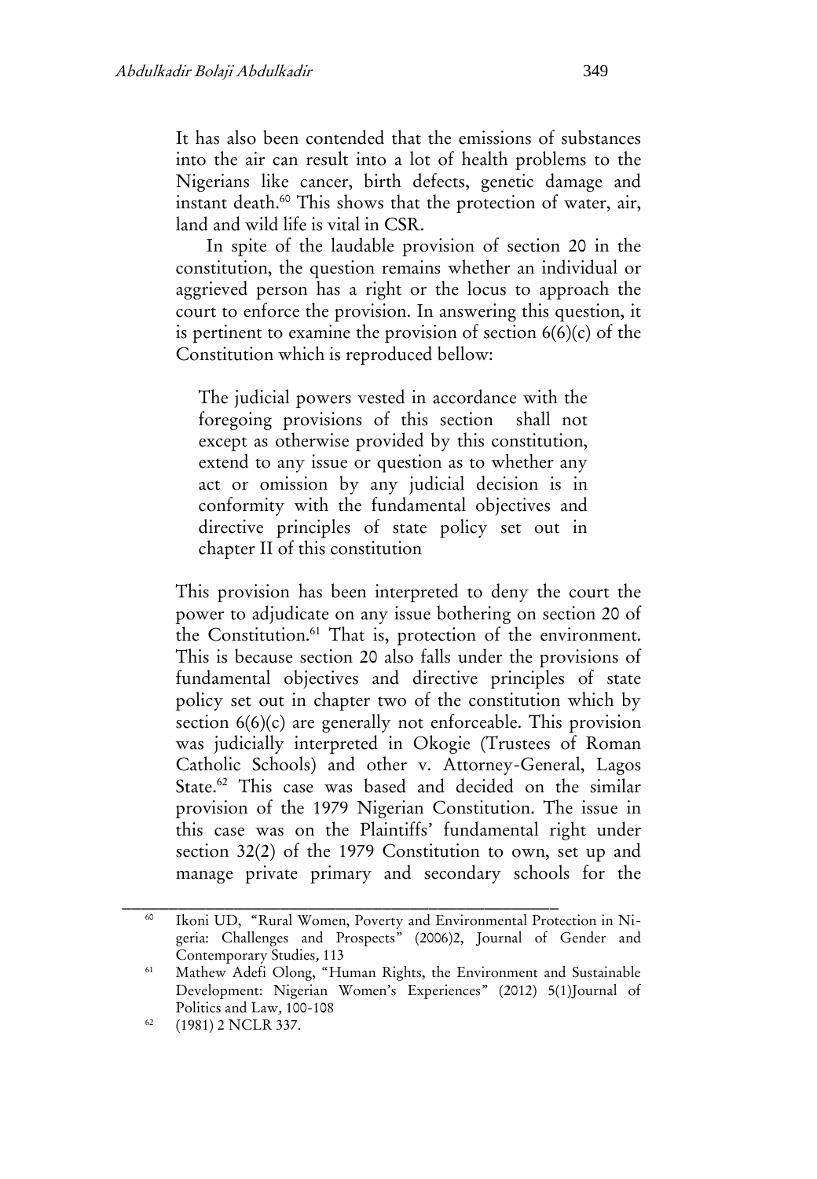It has also been contended that the emissions of substances into the air can result into a lot of health problems to the Nigerians like cancer, birth defects, genetic damage and instant death.[60] This shows that the protection of water, air, land and wild life is vital in CSR.

In spite of the laudable provision of section 20 in the constitution, the question remains whether an individual or aggrieved person has a right or the locus to approach the court to enforce the provision. In answering this question, it is pertinent to examine the provision of section 6(6)(c) of the Constitution which is reproduced bellow:

> The judicial powers vested in accordance with the foregoing provisions of this section shall not except as otherwise provided by this constitution, extend to any issue or question as to whether any act or omission by any judicial decision is in conformity with the fundamental objectives and directive principles of state policy set out in chapter II of this constitution

This provision has been interpreted to deny the court the power to adjudicate on any issue bothering on section 20 of the Constitution.[61] That is, protection of the environment. This is because section 20 also falls under the provisions of fundamental objectives and directive principles of state policy set out in chapter two of the constitution which by section 6(6)(c) are generally not enforceable. This provision was judicially interpreted in Okogie (Trustees of Roman Catholic Schools) and other v. Attorney-General, Lagos State.[62] This case was based and decided on the similar provision of the 1979 Nigerian Constitution. The issue in this case was on the Plaintiffs' fundamental right under section 32(2) of the 1979 Constitution to own, set up and manage private primary and secondary schools for the

---

[60] Ikoni UD, "Rural Women, Poverty and Environmental Protection in Nigeria: Challenges and Prospects" (2006)2, Journal of Gender and Contemporary Studies, 113

[61] Mathew Adefi Olong, "Human Rights, the Environment and Sustainable Development: Nigerian Women's Experiences" (2012) 5(1)Journal of Politics and Law, 100-108

[62] (1981) 2 NCLR 337.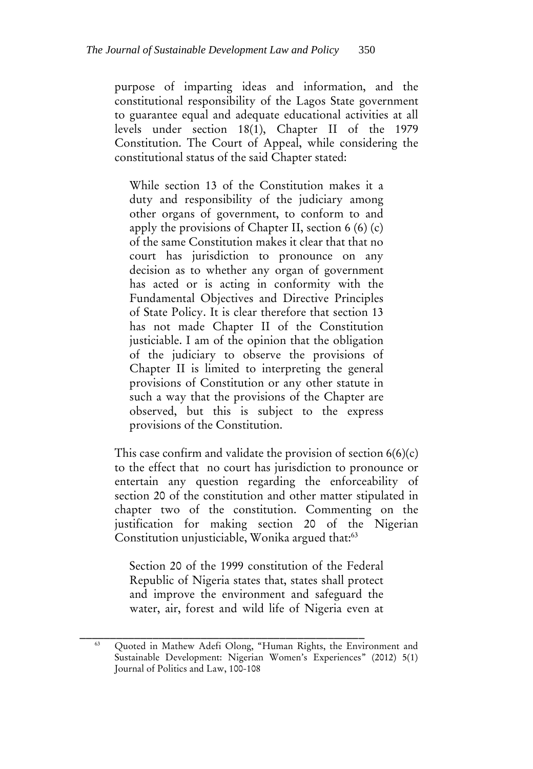purpose of imparting ideas and information, and the constitutional responsibility of the Lagos State government to guarantee equal and adequate educational activities at all levels under section 18(1), Chapter II of the 1979 Constitution. The Court of Appeal, while considering the constitutional status of the said Chapter stated:

> While section 13 of the Constitution makes it a duty and responsibility of the judiciary among other organs of government, to conform to and apply the provisions of Chapter II, section 6 (6) (c) of the same Constitution makes it clear that that no court has jurisdiction to pronounce on any decision as to whether any organ of government has acted or is acting in conformity with the Fundamental Objectives and Directive Principles of State Policy. It is clear therefore that section 13 has not made Chapter II of the Constitution justiciable. I am of the opinion that the obligation of the judiciary to observe the provisions of Chapter II is limited to interpreting the general provisions of Constitution or any other statute in such a way that the provisions of the Chapter are observed, but this is subject to the express provisions of the Constitution.

This case confirm and validate the provision of section 6(6)(c) to the effect that no court has jurisdiction to pronounce or entertain any question regarding the enforceability of section 20 of the constitution and other matter stipulated in chapter two of the constitution. Commenting on the justification for making section 20 of the Nigerian Constitution unjusticiable, Wonika argued that:[63]

> Section 20 of the 1999 constitution of the Federal Republic of Nigeria states that, states shall protect and improve the environment and safeguard the water, air, forest and wild life of Nigeria even at

[63] Quoted in Mathew Adefi Olong, "Human Rights, the Environment and Sustainable Development: Nigerian Women's Experiences" (2012) 5(1) Journal of Politics and Law, 100-108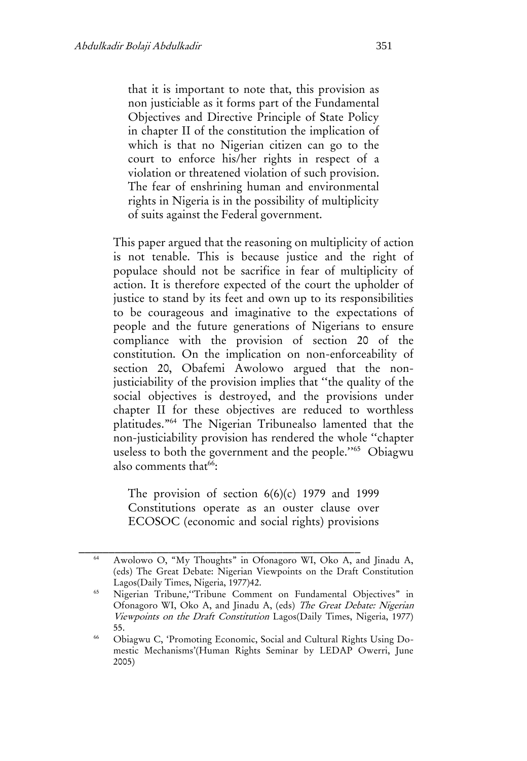> that it is important to note that, this provision as non justiciable as it forms part of the Fundamental Objectives and Directive Principle of State Policy in chapter II of the constitution the implication of which is that no Nigerian citizen can go to the court to enforce his/her rights in respect of a violation or threatened violation of such provision. The fear of enshrining human and environmental rights in Nigeria is in the possibility of multiplicity of suits against the Federal government.

This paper argued that the reasoning on multiplicity of action is not tenable. This is because justice and the right of populace should not be sacrifice in fear of multiplicity of action. It is therefore expected of the court the upholder of justice to stand by its feet and own up to its responsibilities to be courageous and imaginative to the expectations of people and the future generations of Nigerians to ensure compliance with the provision of section 20 of the constitution. On the implication on non-enforceability of section 20, Obafemi Awolowo argued that the non-justiciability of the provision implies that "the quality of the social objectives is destroyed, and the provisions under chapter II for these objectives are reduced to worthless platitudes."[64] The Nigerian Tribunealso lamented that the non-justiciability provision has rendered the whole "chapter useless to both the government and the people."[65] Obiagwu also comments that[66]:

> The provision of section 6(6)(c) 1979 and 1999 Constitutions operate as an ouster clause over ECOSOC (economic and social rights) provisions

---

[64] Awolowo O, "My Thoughts" in Ofonagoro WI, Oko A, and Jinadu A, (eds) The Great Debate: Nigerian Viewpoints on the Draft Constitution Lagos(Daily Times, Nigeria, 1977)42.

[65] Nigerian Tribune,"Tribune Comment on Fundamental Objectives" in Ofonagoro WI, Oko A, and Jinadu A, (eds) *The Great Debate: Nigerian Viewpoints on the Draft Constitution* Lagos(Daily Times, Nigeria, 1977) 55.

[66] Obiagwu C, 'Promoting Economic, Social and Cultural Rights Using Domestic Mechanisms'(Human Rights Seminar by LEDAP Owerri, June 2005)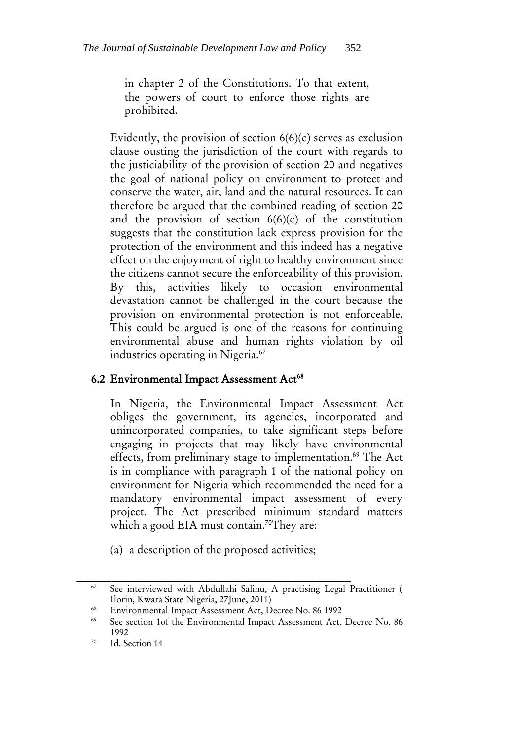in chapter 2 of the Constitutions. To that extent, the powers of court to enforce those rights are prohibited.

Evidently, the provision of section 6(6)(c) serves as exclusion clause ousting the jurisdiction of the court with regards to the justiciability of the provision of section 20 and negatives the goal of national policy on environment to protect and conserve the water, air, land and the natural resources. It can therefore be argued that the combined reading of section 20 and the provision of section 6(6)(c) of the constitution suggests that the constitution lack express provision for the protection of the environment and this indeed has a negative effect on the enjoyment of right to healthy environment since the citizens cannot secure the enforceability of this provision. By this, activities likely to occasion environmental devastation cannot be challenged in the court because the provision on environmental protection is not enforceable. This could be argued is one of the reasons for continuing environmental abuse and human rights violation by oil industries operating in Nigeria.[67]

## 6.2 Environmental Impact Assessment Act[68]

In Nigeria, the Environmental Impact Assessment Act obliges the government, its agencies, incorporated and unincorporated companies, to take significant steps before engaging in projects that may likely have environmental effects, from preliminary stage to implementation.[69] The Act is in compliance with paragraph 1 of the national policy on environment for Nigeria which recommended the need for a mandatory environmental impact assessment of every project. The Act prescribed minimum standard matters which a good EIA must contain.[70]They are:

(a) a description of the proposed activities;

---

[67] See interviewed with Abdullahi Salihu, A practising Legal Practitioner ( Ilorin, Kwara State Nigeria, 27June, 2011)

[68] Environmental Impact Assessment Act, Decree No. 86 1992

[69] See section 1of the Environmental Impact Assessment Act, Decree No. 86 1992

[70] Id. Section 14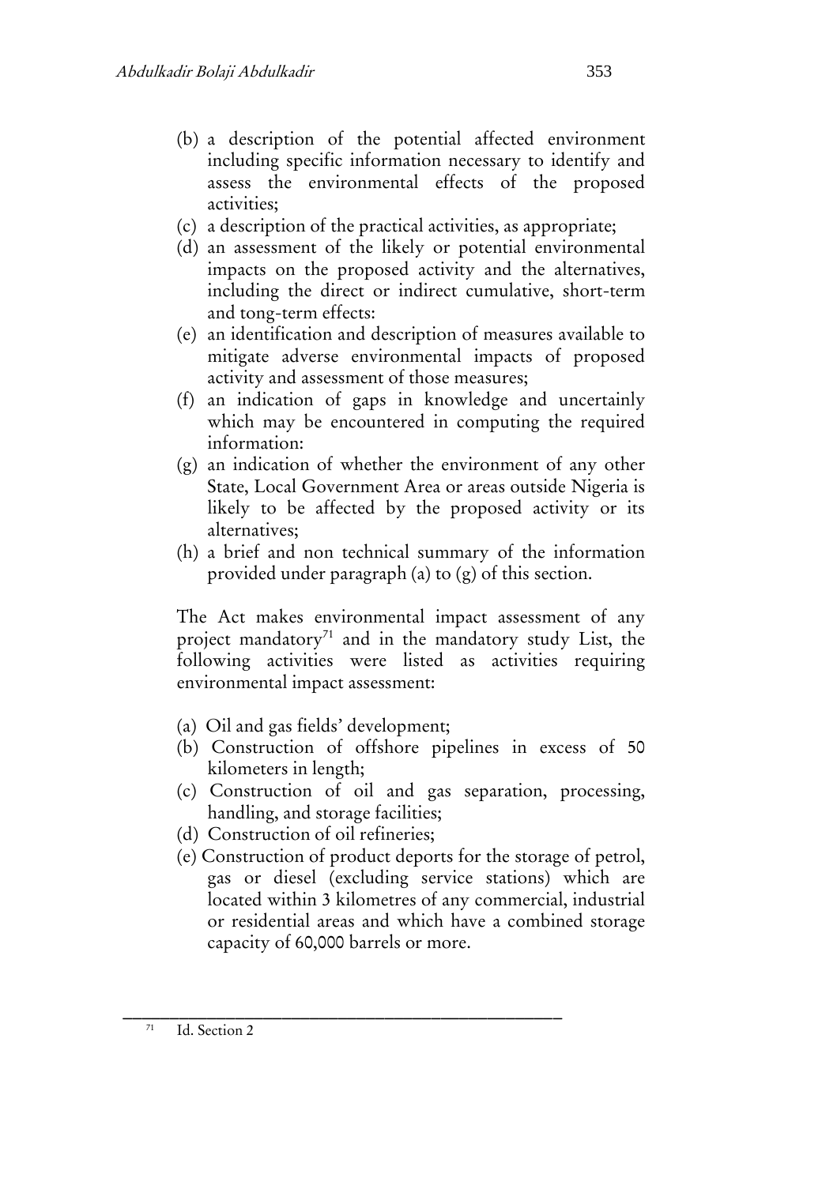(b) a description of the potential affected environment including specific information necessary to identify and assess the environmental effects of the proposed activities;
(c) a description of the practical activities, as appropriate;
(d) an assessment of the likely or potential environmental impacts on the proposed activity and the alternatives, including the direct or indirect cumulative, short-term and tong-term effects:
(e) an identification and description of measures available to mitigate adverse environmental impacts of proposed activity and assessment of those measures;
(f) an indication of gaps in knowledge and uncertainly which may be encountered in computing the required information:
(g) an indication of whether the environment of any other State, Local Government Area or areas outside Nigeria is likely to be affected by the proposed activity or its alternatives;
(h) a brief and non technical summary of the information provided under paragraph (a) to (g) of this section.

The Act makes environmental impact assessment of any project mandatory[71] and in the mandatory study List, the following activities were listed as activities requiring environmental impact assessment:

(a) Oil and gas fields' development;
(b) Construction of offshore pipelines in excess of 50 kilometers in length;
(c) Construction of oil and gas separation, processing, handling, and storage facilities;
(d) Construction of oil refineries;
(e) Construction of product deports for the storage of petrol, gas or diesel (excluding service stations) which are located within 3 kilometres of any commercial, industrial or residential areas and which have a combined storage capacity of 60,000 barrels or more.

---

[71] Id. Section 2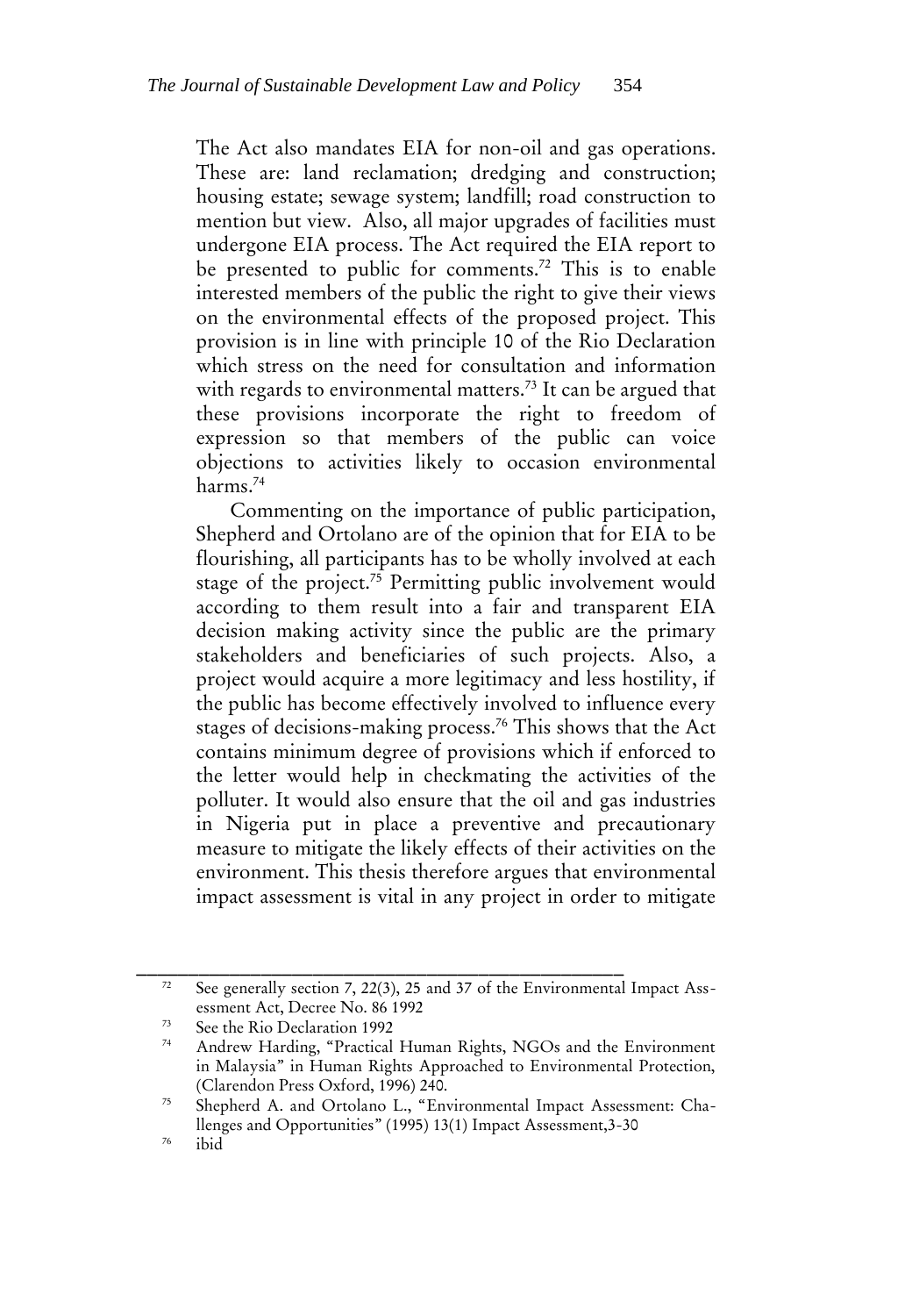The Act also mandates EIA for non-oil and gas operations. These are: land reclamation; dredging and construction; housing estate; sewage system; landfill; road construction to mention but view. Also, all major upgrades of facilities must undergone EIA process. The Act required the EIA report to be presented to public for comments.[72] This is to enable interested members of the public the right to give their views on the environmental effects of the proposed project. This provision is in line with principle 10 of the Rio Declaration which stress on the need for consultation and information with regards to environmental matters.[73] It can be argued that these provisions incorporate the right to freedom of expression so that members of the public can voice objections to activities likely to occasion environmental harms.[74]

Commenting on the importance of public participation, Shepherd and Ortolano are of the opinion that for EIA to be flourishing, all participants has to be wholly involved at each stage of the project.[75] Permitting public involvement would according to them result into a fair and transparent EIA decision making activity since the public are the primary stakeholders and beneficiaries of such projects. Also, a project would acquire a more legitimacy and less hostility, if the public has become effectively involved to influence every stages of decisions-making process.[76] This shows that the Act contains minimum degree of provisions which if enforced to the letter would help in checkmating the activities of the polluter. It would also ensure that the oil and gas industries in Nigeria put in place a preventive and precautionary measure to mitigate the likely effects of their activities on the environment. This thesis therefore argues that environmental impact assessment is vital in any project in order to mitigate

---

[72] See generally section 7, 22(3), 25 and 37 of the Environmental Impact Assessment Act, Decree No. 86 1992

[73] See the Rio Declaration 1992

[74] Andrew Harding, "Practical Human Rights, NGOs and the Environment in Malaysia" in Human Rights Approached to Environmental Protection, (Clarendon Press Oxford, 1996) 240.

[75] Shepherd A. and Ortolano L., "Environmental Impact Assessment: Challenges and Opportunities" (1995) 13(1) Impact Assessment,3-30

[76] ibid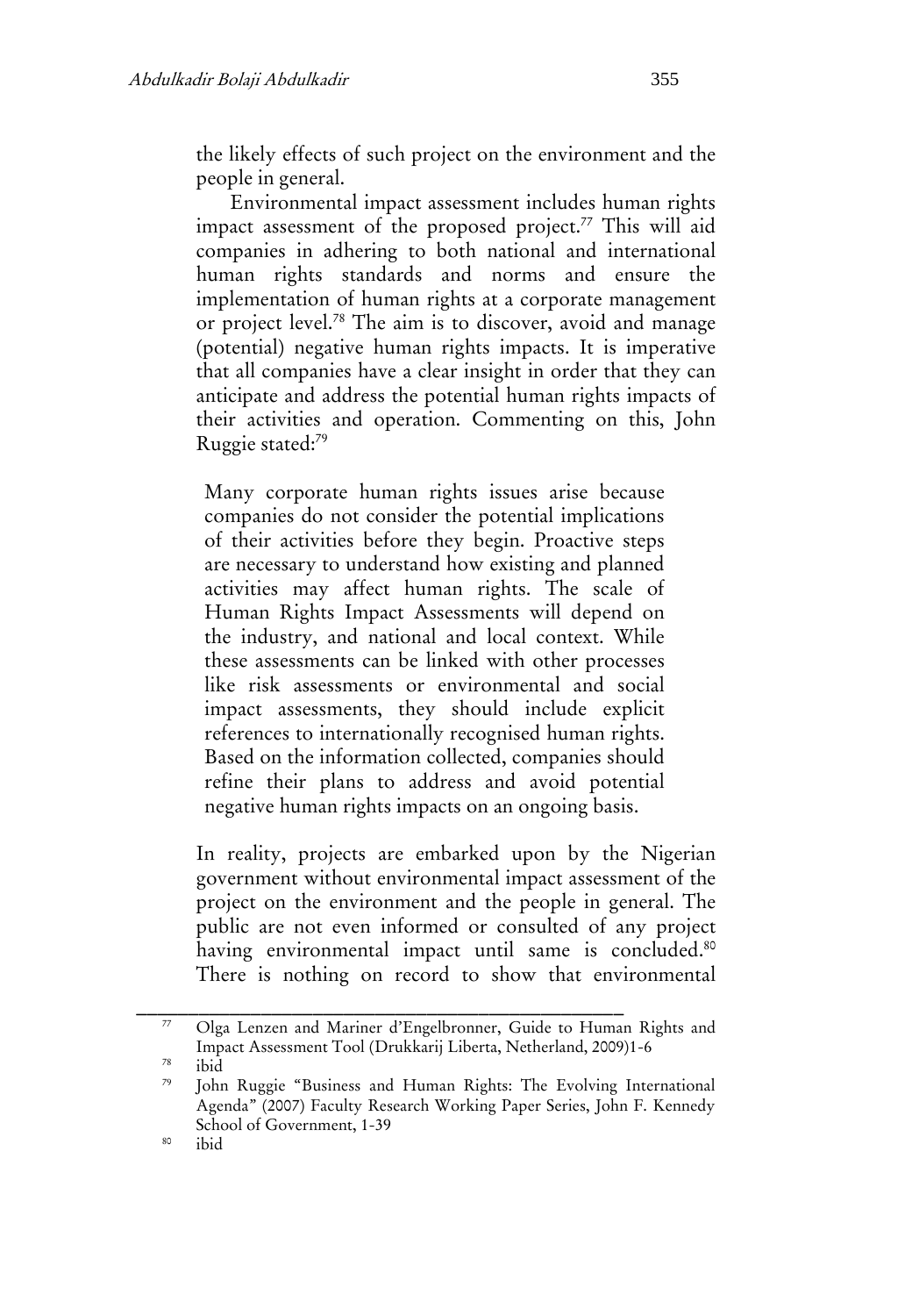the likely effects of such project on the environment and the people in general.

Environmental impact assessment includes human rights impact assessment of the proposed project.[77] This will aid companies in adhering to both national and international human rights standards and norms and ensure the implementation of human rights at a corporate management or project level.[78] The aim is to discover, avoid and manage (potential) negative human rights impacts. It is imperative that all companies have a clear insight in order that they can anticipate and address the potential human rights impacts of their activities and operation. Commenting on this, John Ruggie stated:[79]

> Many corporate human rights issues arise because companies do not consider the potential implications of their activities before they begin. Proactive steps are necessary to understand how existing and planned activities may affect human rights. The scale of Human Rights Impact Assessments will depend on the industry, and national and local context. While these assessments can be linked with other processes like risk assessments or environmental and social impact assessments, they should include explicit references to internationally recognised human rights. Based on the information collected, companies should refine their plans to address and avoid potential negative human rights impacts on an ongoing basis.

In reality, projects are embarked upon by the Nigerian government without environmental impact assessment of the project on the environment and the people in general. The public are not even informed or consulted of any project having environmental impact until same is concluded.[80] There is nothing on record to show that environmental

---

[77] Olga Lenzen and Mariner d'Engelbronner, Guide to Human Rights and Impact Assessment Tool (Drukkarij Liberta, Netherland, 2009)1-6

[78] ibid

[79] John Ruggie "Business and Human Rights: The Evolving International Agenda" (2007) Faculty Research Working Paper Series, John F. Kennedy School of Government, 1-39

[80] ibid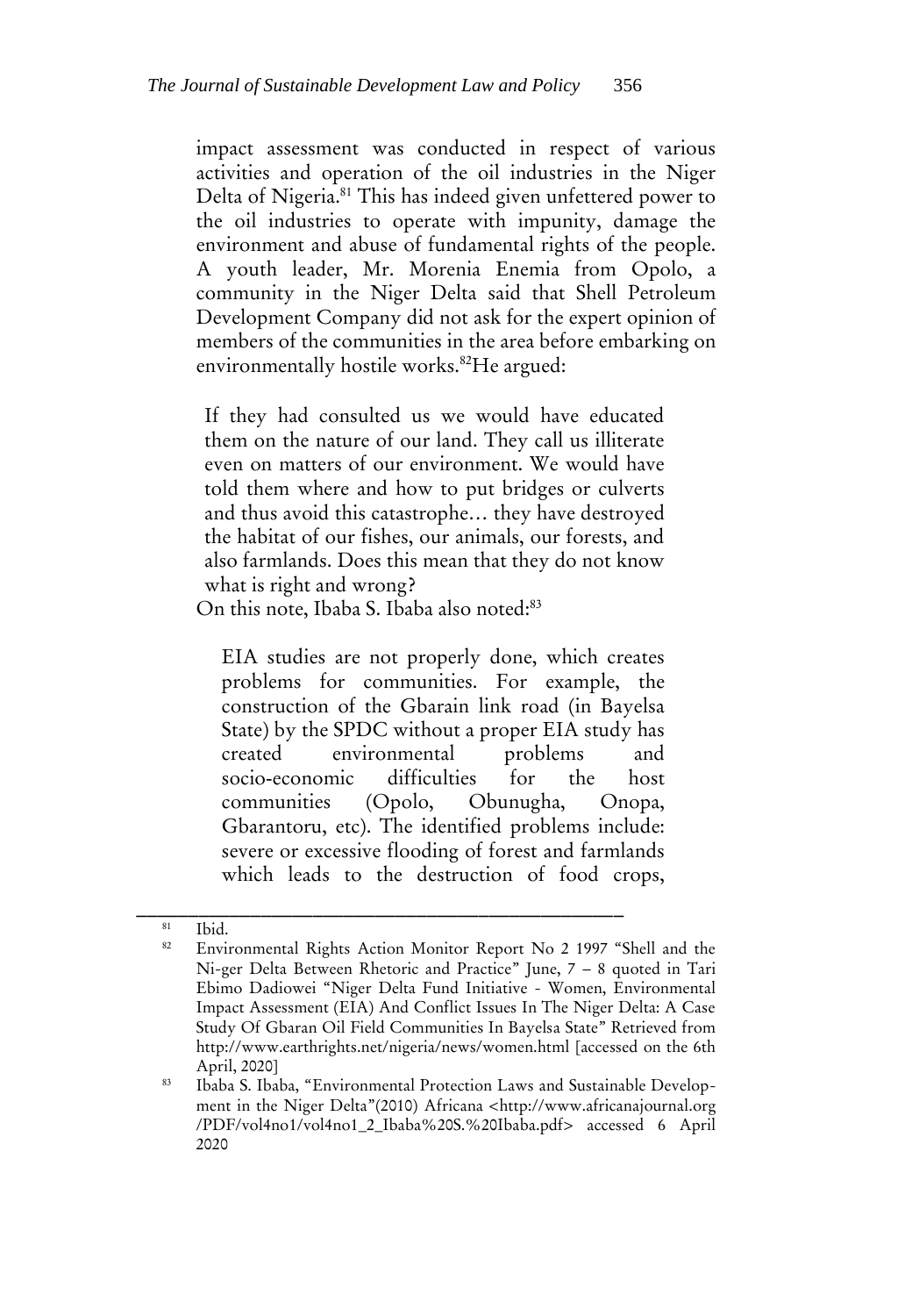impact assessment was conducted in respect of various activities and operation of the oil industries in the Niger Delta of Nigeria.[81] This has indeed given unfettered power to the oil industries to operate with impunity, damage the environment and abuse of fundamental rights of the people. A youth leader, Mr. Morenia Enemia from Opolo, a community in the Niger Delta said that Shell Petroleum Development Company did not ask for the expert opinion of members of the communities in the area before embarking on environmentally hostile works.[82]He argued:

> If they had consulted us we would have educated them on the nature of our land. They call us illiterate even on matters of our environment. We would have told them where and how to put bridges or culverts and thus avoid this catastrophe… they have destroyed the habitat of our fishes, our animals, our forests, and also farmlands. Does this mean that they do not know what is right and wrong?

On this note, Ibaba S. Ibaba also noted:[83]

> EIA studies are not properly done, which creates problems for communities. For example, the construction of the Gbarain link road (in Bayelsa State) by the SPDC without a proper EIA study has created environmental problems and socio-economic difficulties for the host communities (Opolo, Obunugha, Onopa, Gbarantoru, etc). The identified problems include: severe or excessive flooding of forest and farmlands which leads to the destruction of food crops,

---

[81] Ibid.

[82] Environmental Rights Action Monitor Report No 2 1997 "Shell and the Ni-ger Delta Between Rhetoric and Practice" June, 7 – 8 quoted in Tari Ebimo Dadiowei "Niger Delta Fund Initiative - Women, Environmental Impact Assessment (EIA) And Conflict Issues In The Niger Delta: A Case Study Of Gbaran Oil Field Communities In Bayelsa State" Retrieved from http://www.earthrights.net/nigeria/news/women.html [accessed on the 6th April, 2020]

[83] Ibaba S. Ibaba, "Environmental Protection Laws and Sustainable Develop-ment in the Niger Delta"(2010) Africana <http://www.africanajournal.org /PDF/vol4no1/vol4no1_2_Ibaba%20S.%20Ibaba.pdf> accessed 6 April 2020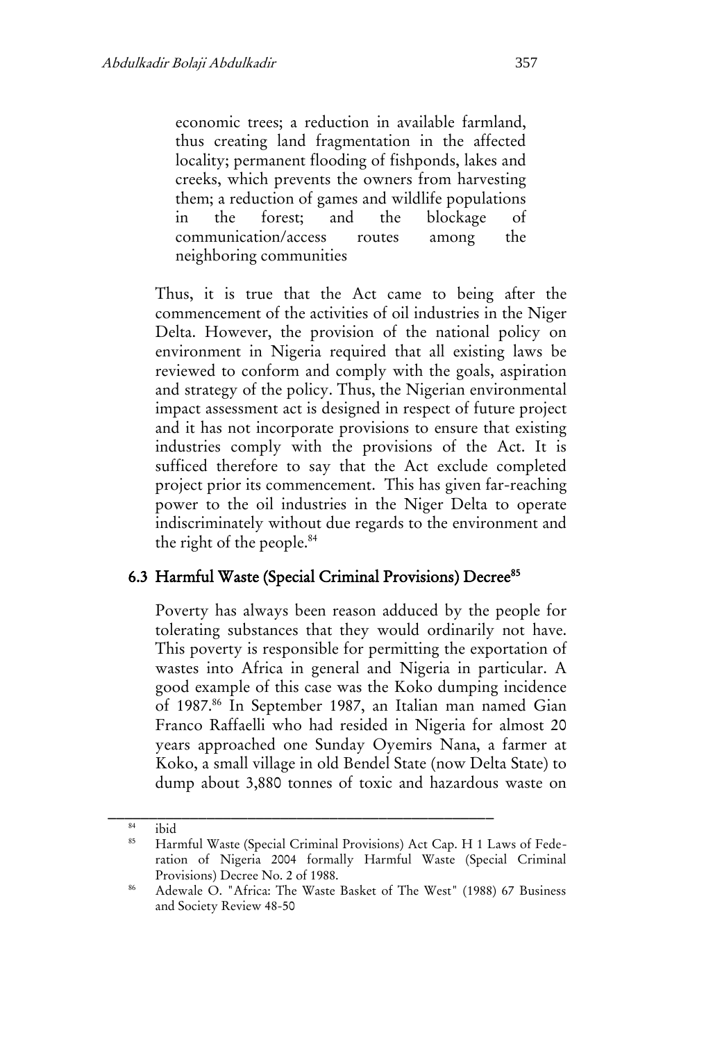> economic trees; a reduction in available farmland, thus creating land fragmentation in the affected locality; permanent flooding of fishponds, lakes and creeks, which prevents the owners from harvesting them; a reduction of games and wildlife populations in the forest; and the blockage of communication/access routes among the neighboring communities

Thus, it is true that the Act came to being after the commencement of the activities of oil industries in the Niger Delta. However, the provision of the national policy on environment in Nigeria required that all existing laws be reviewed to conform and comply with the goals, aspiration and strategy of the policy. Thus, the Nigerian environmental impact assessment act is designed in respect of future project and it has not incorporate provisions to ensure that existing industries comply with the provisions of the Act. It is sufficed therefore to say that the Act exclude completed project prior its commencement. This has given far-reaching power to the oil industries in the Niger Delta to operate indiscriminately without due regards to the environment and the right of the people.[84]

### 6.3 Harmful Waste (Special Criminal Provisions) Decree[85]

Poverty has always been reason adduced by the people for tolerating substances that they would ordinarily not have. This poverty is responsible for permitting the exportation of wastes into Africa in general and Nigeria in particular. A good example of this case was the Koko dumping incidence of 1987.[86] In September 1987, an Italian man named Gian Franco Raffaelli who had resided in Nigeria for almost 20 years approached one Sunday Oyemirs Nana, a farmer at Koko, a small village in old Bendel State (now Delta State) to dump about 3,880 tonnes of toxic and hazardous waste on

---

[84] ibid

[85] Harmful Waste (Special Criminal Provisions) Act Cap. H 1 Laws of Federation of Nigeria 2004 formally Harmful Waste (Special Criminal Provisions) Decree No. 2 of 1988.

[86] Adewale O. "Africa: The Waste Basket of The West" (1988) 67 Business and Society Review 48-50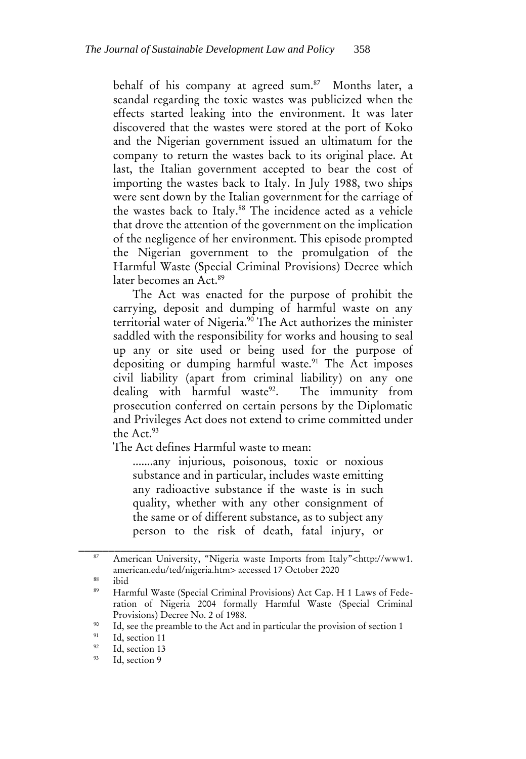behalf of his company at agreed sum.[87] Months later, a scandal regarding the toxic wastes was publicized when the effects started leaking into the environment. It was later discovered that the wastes were stored at the port of Koko and the Nigerian government issued an ultimatum for the company to return the wastes back to its original place. At last, the Italian government accepted to bear the cost of importing the wastes back to Italy. In July 1988, two ships were sent down by the Italian government for the carriage of the wastes back to Italy.[88] The incidence acted as a vehicle that drove the attention of the government on the implication of the negligence of her environment. This episode prompted the Nigerian government to the promulgation of the Harmful Waste (Special Criminal Provisions) Decree which later becomes an Act.[89]

The Act was enacted for the purpose of prohibit the carrying, deposit and dumping of harmful waste on any territorial water of Nigeria.[90] The Act authorizes the minister saddled with the responsibility for works and housing to seal up any or site used or being used for the purpose of depositing or dumping harmful waste.[91] The Act imposes civil liability (apart from criminal liability) on any one dealing with harmful waste[92]. The immunity from prosecution conferred on certain persons by the Diplomatic and Privileges Act does not extend to crime committed under the Act.[93]

The Act defines Harmful waste to mean:

> .......any injurious, poisonous, toxic or noxious substance and in particular, includes waste emitting any radioactive substance if the waste is in such quality, whether with any other consignment of the same or of different substance, as to subject any person to the risk of death, fatal injury, or

---

[87] American University, "Nigeria waste Imports from Italy"<http://www1.american.edu/ted/nigeria.htm> accessed 17 October 2020

[88] ibid

[89] Harmful Waste (Special Criminal Provisions) Act Cap. H 1 Laws of Federation of Nigeria 2004 formally Harmful Waste (Special Criminal Provisions) Decree No. 2 of 1988.

[90] Id, see the preamble to the Act and in particular the provision of section 1

[91] Id, section 11

[92] Id, section 13

[93] Id, section 9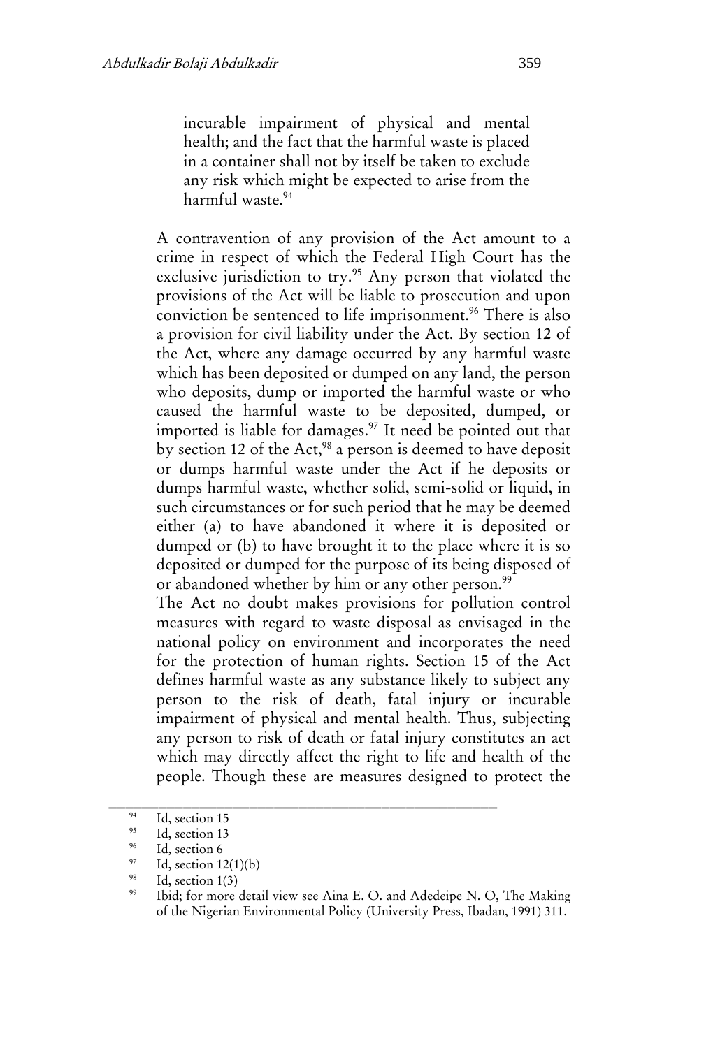> incurable impairment of physical and mental health; and the fact that the harmful waste is placed in a container shall not by itself be taken to exclude any risk which might be expected to arise from the harmful waste.[94]

A contravention of any provision of the Act amount to a crime in respect of which the Federal High Court has the exclusive jurisdiction to try.[95] Any person that violated the provisions of the Act will be liable to prosecution and upon conviction be sentenced to life imprisonment.[96] There is also a provision for civil liability under the Act. By section 12 of the Act, where any damage occurred by any harmful waste which has been deposited or dumped on any land, the person who deposits, dump or imported the harmful waste or who caused the harmful waste to be deposited, dumped, or imported is liable for damages.[97] It need be pointed out that by section 12 of the Act,[98] a person is deemed to have deposit or dumps harmful waste under the Act if he deposits or dumps harmful waste, whether solid, semi-solid or liquid, in such circumstances or for such period that he may be deemed either (a) to have abandoned it where it is deposited or dumped or (b) to have brought it to the place where it is so deposited or dumped for the purpose of its being disposed of or abandoned whether by him or any other person.[99]

The Act no doubt makes provisions for pollution control measures with regard to waste disposal as envisaged in the national policy on environment and incorporates the need for the protection of human rights. Section 15 of the Act defines harmful waste as any substance likely to subject any person to the risk of death, fatal injury or incurable impairment of physical and mental health. Thus, subjecting any person to risk of death or fatal injury constitutes an act which may directly affect the right to life and health of the people. Though these are measures designed to protect the

---

[94] Id, section 15

[95] Id, section 13

[96] Id, section 6

[97] Id, section 12(1)(b)

[98] Id, section 1(3)

[99] Ibid; for more detail view see Aina E. O. and Adedeipe N. O, The Making of the Nigerian Environmental Policy (University Press, Ibadan, 1991) 311.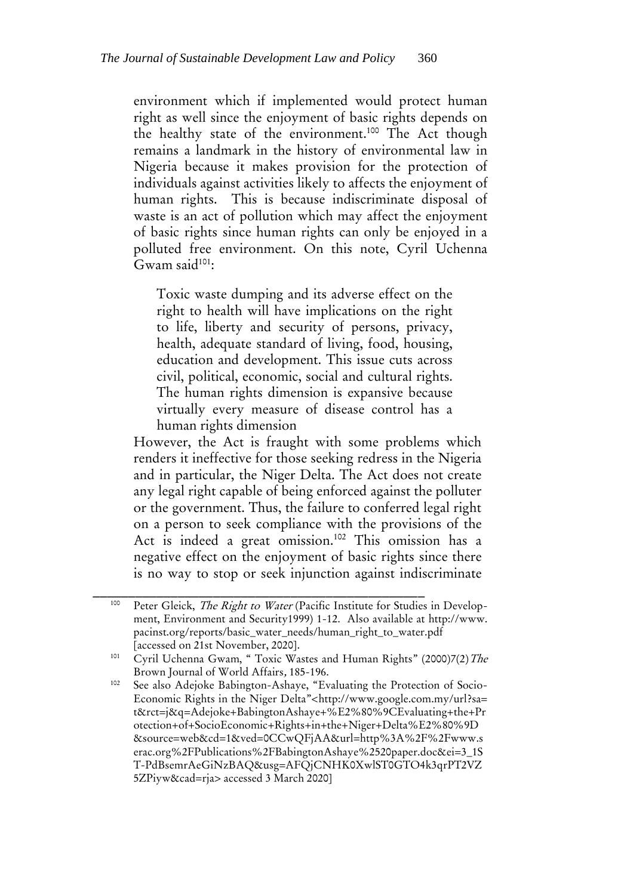environment which if implemented would protect human right as well since the enjoyment of basic rights depends on the healthy state of the environment.[100] The Act though remains a landmark in the history of environmental law in Nigeria because it makes provision for the protection of individuals against activities likely to affects the enjoyment of human rights. This is because indiscriminate disposal of waste is an act of pollution which may affect the enjoyment of basic rights since human rights can only be enjoyed in a polluted free environment. On this note, Cyril Uchenna Gwam said[101]:

> Toxic waste dumping and its adverse effect on the right to health will have implications on the right to life, liberty and security of persons, privacy, health, adequate standard of living, food, housing, education and development. This issue cuts across civil, political, economic, social and cultural rights. The human rights dimension is expansive because virtually every measure of disease control has a human rights dimension

However, the Act is fraught with some problems which renders it ineffective for those seeking redress in the Nigeria and in particular, the Niger Delta. The Act does not create any legal right capable of being enforced against the polluter or the government. Thus, the failure to conferred legal right on a person to seek compliance with the provisions of the Act is indeed a great omission.[102] This omission has a negative effect on the enjoyment of basic rights since there is no way to stop or seek injunction against indiscriminate

---

[100] Peter Gleick, *The Right to Water* (Pacific Institute for Studies in Development, Environment and Security1999) 1-12. Also available at http://www.pacinst.org/reports/basic_water_needs/human_right_to_water.pdf [accessed on 21st November, 2020].

[101] Cyril Uchenna Gwam, " Toxic Wastes and Human Rights" (2000)7(2) *The* Brown Journal of World Affairs, 185-196.

[102] See also Adejoke Babington-Ashaye, "Evaluating the Protection of Socio-Economic Rights in the Niger Delta"<http://www.google.com.my/url?sa=t&rct=j&q=Adejoke+BabingtonAshaye+%E2%80%9CEvaluating+the+Protection+of+SocioEconomic+Rights+in+the+Niger+Delta%E2%80%9D&source=web&cd=1&ved=0CCwQFjAA&url=http%3A%2F%2Fwww.serac.org%2FPublications%2FBabingtonAshaye%2520paper.doc&ei=3_1ST-PdBsemrAeGiNzBAQ&usg=AFQjCNHK0XwlST0GTO4k3qrPT2VZ5ZPiyw&cad=rja> accessed 3 March 2020]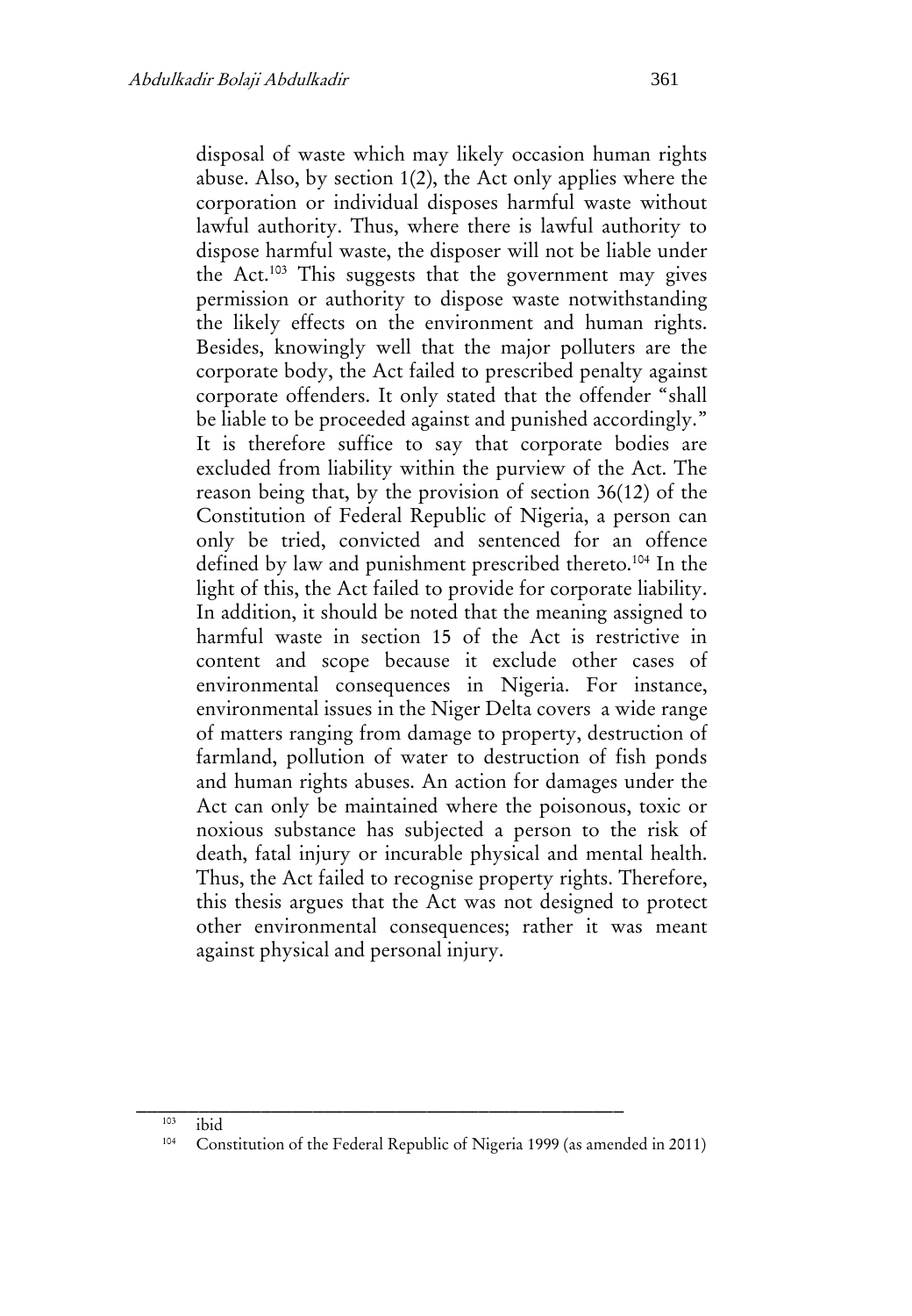disposal of waste which may likely occasion human rights abuse. Also, by section 1(2), the Act only applies where the corporation or individual disposes harmful waste without lawful authority. Thus, where there is lawful authority to dispose harmful waste, the disposer will not be liable under the Act.[103] This suggests that the government may gives permission or authority to dispose waste notwithstanding the likely effects on the environment and human rights. Besides, knowingly well that the major polluters are the corporate body, the Act failed to prescribed penalty against corporate offenders. It only stated that the offender "shall be liable to be proceeded against and punished accordingly." It is therefore suffice to say that corporate bodies are excluded from liability within the purview of the Act. The reason being that, by the provision of section 36(12) of the Constitution of Federal Republic of Nigeria, a person can only be tried, convicted and sentenced for an offence defined by law and punishment prescribed thereto.[104] In the light of this, the Act failed to provide for corporate liability. In addition, it should be noted that the meaning assigned to harmful waste in section 15 of the Act is restrictive in content and scope because it exclude other cases of environmental consequences in Nigeria. For instance, environmental issues in the Niger Delta covers a wide range of matters ranging from damage to property, destruction of farmland, pollution of water to destruction of fish ponds and human rights abuses. An action for damages under the Act can only be maintained where the poisonous, toxic or noxious substance has subjected a person to the risk of death, fatal injury or incurable physical and mental health. Thus, the Act failed to recognise property rights. Therefore, this thesis argues that the Act was not designed to protect other environmental consequences; rather it was meant against physical and personal injury.

---

[103] ibid

[104] Constitution of the Federal Republic of Nigeria 1999 (as amended in 2011)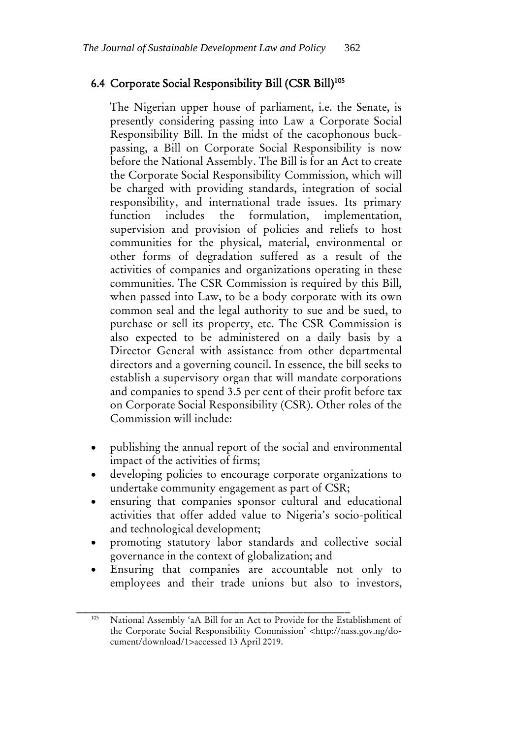### 6.4 Corporate Social Responsibility Bill (CSR Bill)[105]

The Nigerian upper house of parliament, i.e. the Senate, is presently considering passing into Law a Corporate Social Responsibility Bill. In the midst of the cacophonous buck-passing, a Bill on Corporate Social Responsibility is now before the National Assembly. The Bill is for an Act to create the Corporate Social Responsibility Commission, which will be charged with providing standards, integration of social responsibility, and international trade issues. Its primary function includes the formulation, implementation, supervision and provision of policies and reliefs to host communities for the physical, material, environmental or other forms of degradation suffered as a result of the activities of companies and organizations operating in these communities. The CSR Commission is required by this Bill, when passed into Law, to be a body corporate with its own common seal and the legal authority to sue and be sued, to purchase or sell its property, etc. The CSR Commission is also expected to be administered on a daily basis by a Director General with assistance from other departmental directors and a governing council. In essence, the bill seeks to establish a supervisory organ that will mandate corporations and companies to spend 3.5 per cent of their profit before tax on Corporate Social Responsibility (CSR). Other roles of the Commission will include:

- publishing the annual report of the social and environmental impact of the activities of firms;
- developing policies to encourage corporate organizations to undertake community engagement as part of CSR;
- ensuring that companies sponsor cultural and educational activities that offer added value to Nigeria's socio-political and technological development;
- promoting statutory labor standards and collective social governance in the context of globalization; and
- Ensuring that companies are accountable not only to employees and their trade unions but also to investors,

---

[105] National Assembly 'aA Bill for an Act to Provide for the Establishment of the Corporate Social Responsibility Commission' <http://nass.gov.ng/document/download/1>accessed 13 April 2019.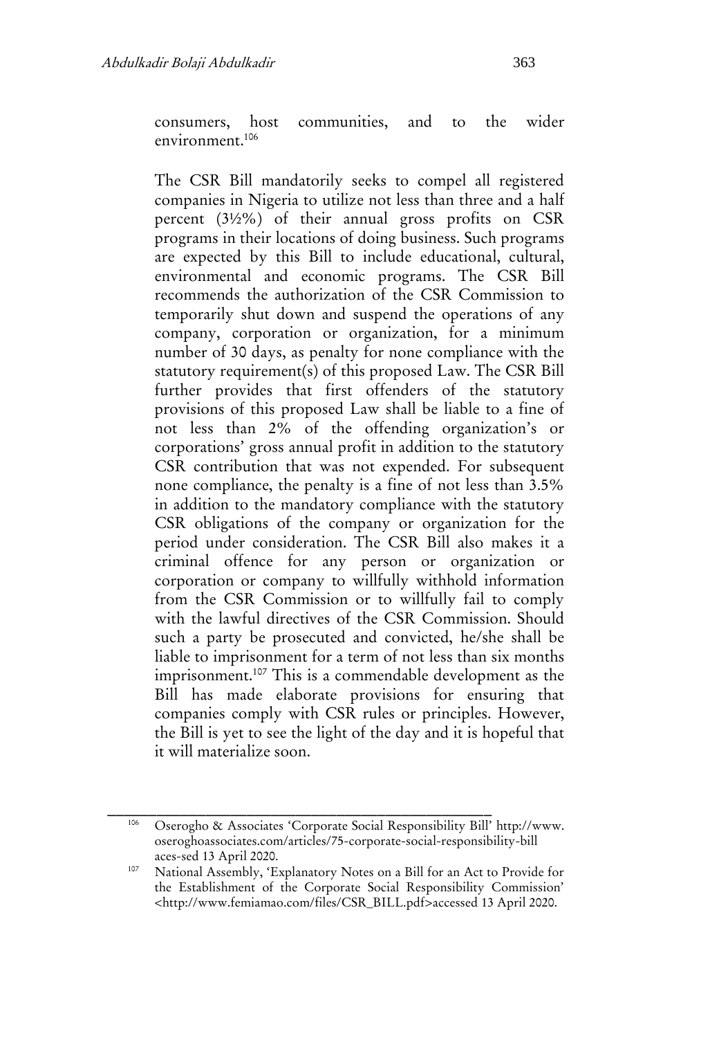consumers, host communities, and to the wider environment.[106]

The CSR Bill mandatorily seeks to compel all registered companies in Nigeria to utilize not less than three and a half percent (3½%) of their annual gross profits on CSR programs in their locations of doing business. Such programs are expected by this Bill to include educational, cultural, environmental and economic programs. The CSR Bill recommends the authorization of the CSR Commission to temporarily shut down and suspend the operations of any company, corporation or organization, for a minimum number of 30 days, as penalty for none compliance with the statutory requirement(s) of this proposed Law. The CSR Bill further provides that first offenders of the statutory provisions of this proposed Law shall be liable to a fine of not less than 2% of the offending organization's or corporations' gross annual profit in addition to the statutory CSR contribution that was not expended. For subsequent none compliance, the penalty is a fine of not less than 3.5% in addition to the mandatory compliance with the statutory CSR obligations of the company or organization for the period under consideration. The CSR Bill also makes it a criminal offence for any person or organization or corporation or company to willfully withhold information from the CSR Commission or to willfully fail to comply with the lawful directives of the CSR Commission. Should such a party be prosecuted and convicted, he/she shall be liable to imprisonment for a term of not less than six months imprisonment.[107] This is a commendable development as the Bill has made elaborate provisions for ensuring that companies comply with CSR rules or principles. However, the Bill is yet to see the light of the day and it is hopeful that it will materialize soon.

---

[106] Oserogho & Associates 'Corporate Social Responsibility Bill' http://www.oseroghoassociates.com/articles/75-corporate-social-responsibility-bill aces-sed 13 April 2020.

[107] National Assembly, 'Explanatory Notes on a Bill for an Act to Provide for the Establishment of the Corporate Social Responsibility Commission' <http://www.femiamao.com/files/CSR_BILL.pdf>accessed 13 April 2020.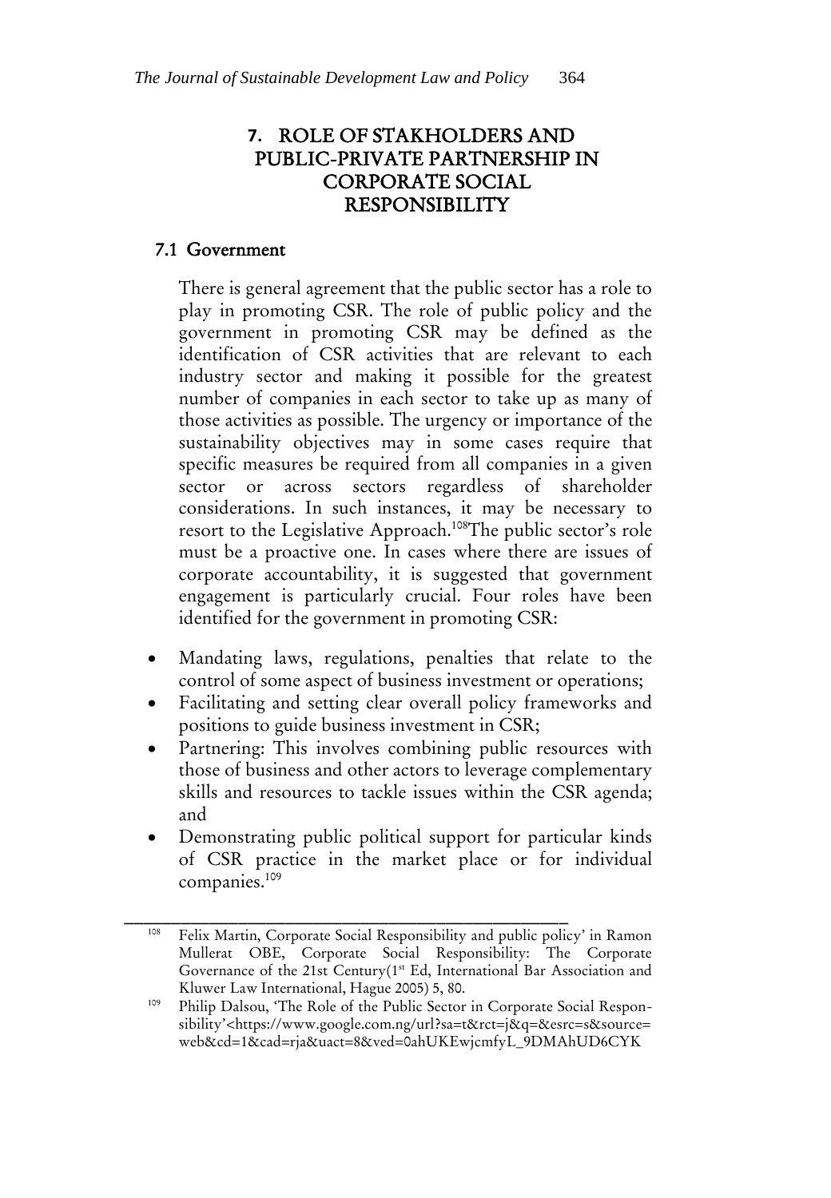## 7. ROLE OF STAKHOLDERS AND PUBLIC-PRIVATE PARTNERSHIP IN CORPORATE SOCIAL RESPONSIBILITY

### 7.1 Government

There is general agreement that the public sector has a role to play in promoting CSR. The role of public policy and the government in promoting CSR may be defined as the identification of CSR activities that are relevant to each industry sector and making it possible for the greatest number of companies in each sector to take up as many of those activities as possible. The urgency or importance of the sustainability objectives may in some cases require that specific measures be required from all companies in a given sector or across sectors regardless of shareholder considerations. In such instances, it may be necessary to resort to the Legislative Approach.[108]The public sector's role must be a proactive one. In cases where there are issues of corporate accountability, it is suggested that government engagement is particularly crucial. Four roles have been identified for the government in promoting CSR:

- Mandating laws, regulations, penalties that relate to the control of some aspect of business investment or operations;
- Facilitating and setting clear overall policy frameworks and positions to guide business investment in CSR;
- Partnering: This involves combining public resources with those of business and other actors to leverage complementary skills and resources to tackle issues within the CSR agenda; and
- Demonstrating public political support for particular kinds of CSR practice in the market place or for individual companies.[109]

---

[108] Felix Martin, Corporate Social Responsibility and public policy' in Ramon Mullerat OBE, Corporate Social Responsibility: The Corporate Governance of the 21st Century(1st Ed, International Bar Association and Kluwer Law International, Hague 2005) 5, 80.

[109] Philip Dalsou, 'The Role of the Public Sector in Corporate Social Responsibility'<https://www.google.com.ng/url?sa=t&rct=j&q=&esrc=s&source=web&cd=1&cad=rja&uact=8&ved=0ahUKEwjcmfyL_9DMAhUD6CYK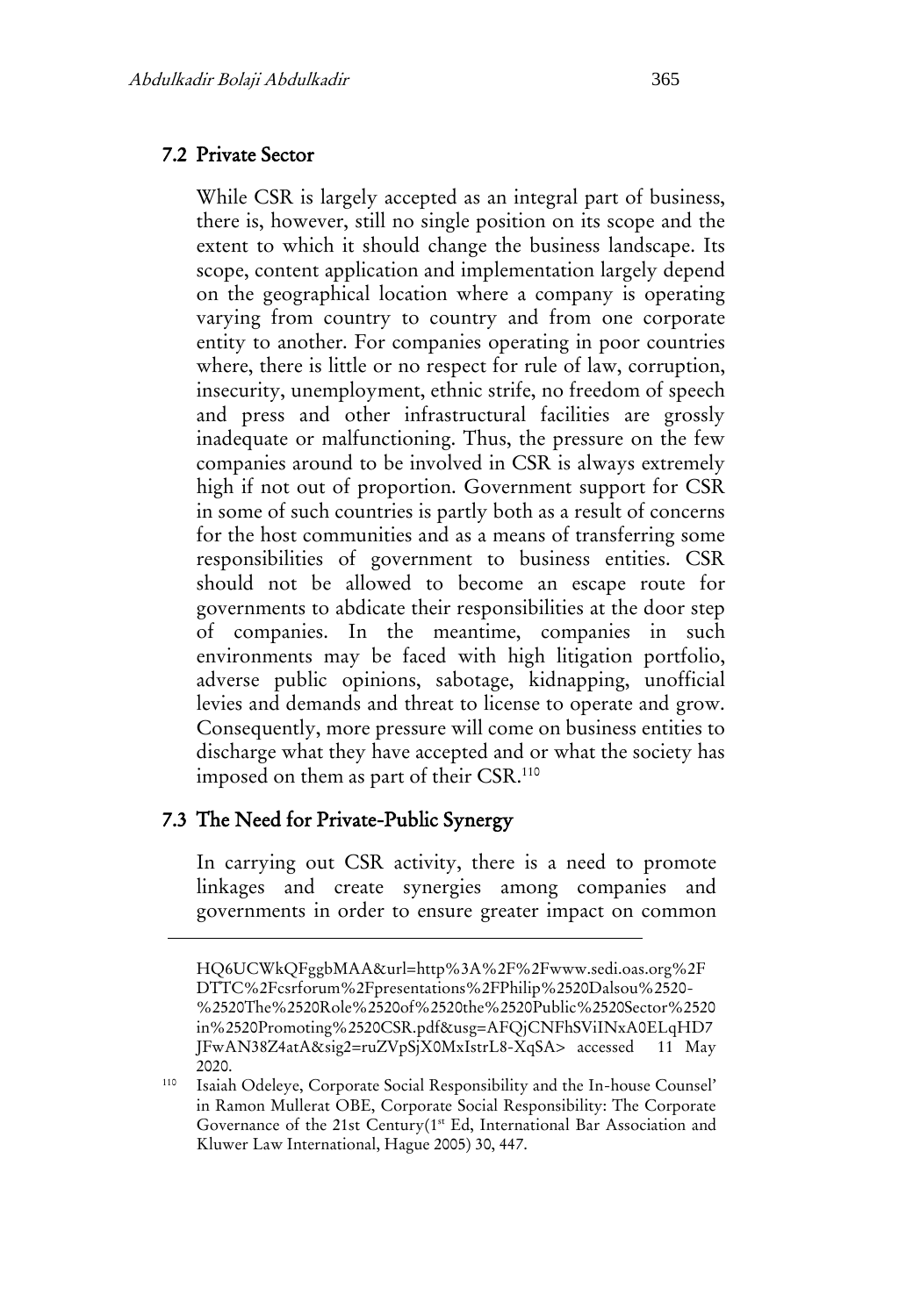### 7.2 Private Sector

While CSR is largely accepted as an integral part of business, there is, however, still no single position on its scope and the extent to which it should change the business landscape. Its scope, content application and implementation largely depend on the geographical location where a company is operating varying from country to country and from one corporate entity to another. For companies operating in poor countries where, there is little or no respect for rule of law, corruption, insecurity, unemployment, ethnic strife, no freedom of speech and press and other infrastructural facilities are grossly inadequate or malfunctioning. Thus, the pressure on the few companies around to be involved in CSR is always extremely high if not out of proportion. Government support for CSR in some of such countries is partly both as a result of concerns for the host communities and as a means of transferring some responsibilities of government to business entities. CSR should not be allowed to become an escape route for governments to abdicate their responsibilities at the door step of companies. In the meantime, companies in such environments may be faced with high litigation portfolio, adverse public opinions, sabotage, kidnapping, unofficial levies and demands and threat to license to operate and grow. Consequently, more pressure will come on business entities to discharge what they have accepted and or what the society has imposed on them as part of their CSR.[110]

### 7.3 The Need for Private-Public Synergy

In carrying out CSR activity, there is a need to promote linkages and create synergies among companies and governments in order to ensure greater impact on common

---

HQ6UCWkQFggbMAA&url=http%3A%2F%2Fwww.sedi.oas.org%2FDTTC%2Fcsrforum%2Fpresentations%2FPhilip%2520Dalsou%2520-%2520The%2520Role%2520of%2520the%2520Public%2520Sector%2520in%2520Promoting%2520CSR.pdf&usg=AFQjCNFhSViINxA0ELqHD7JFwAN38Z4atA&sig2=ruZVpSjX0MxIstrL8-XqSA> accessed 11 May 2020.

[110] Isaiah Odeleye, Corporate Social Responsibility and the In-house Counsel' in Ramon Mullerat OBE, Corporate Social Responsibility: The Corporate Governance of the 21st Century(1st Ed, International Bar Association and Kluwer Law International, Hague 2005) 30, 447.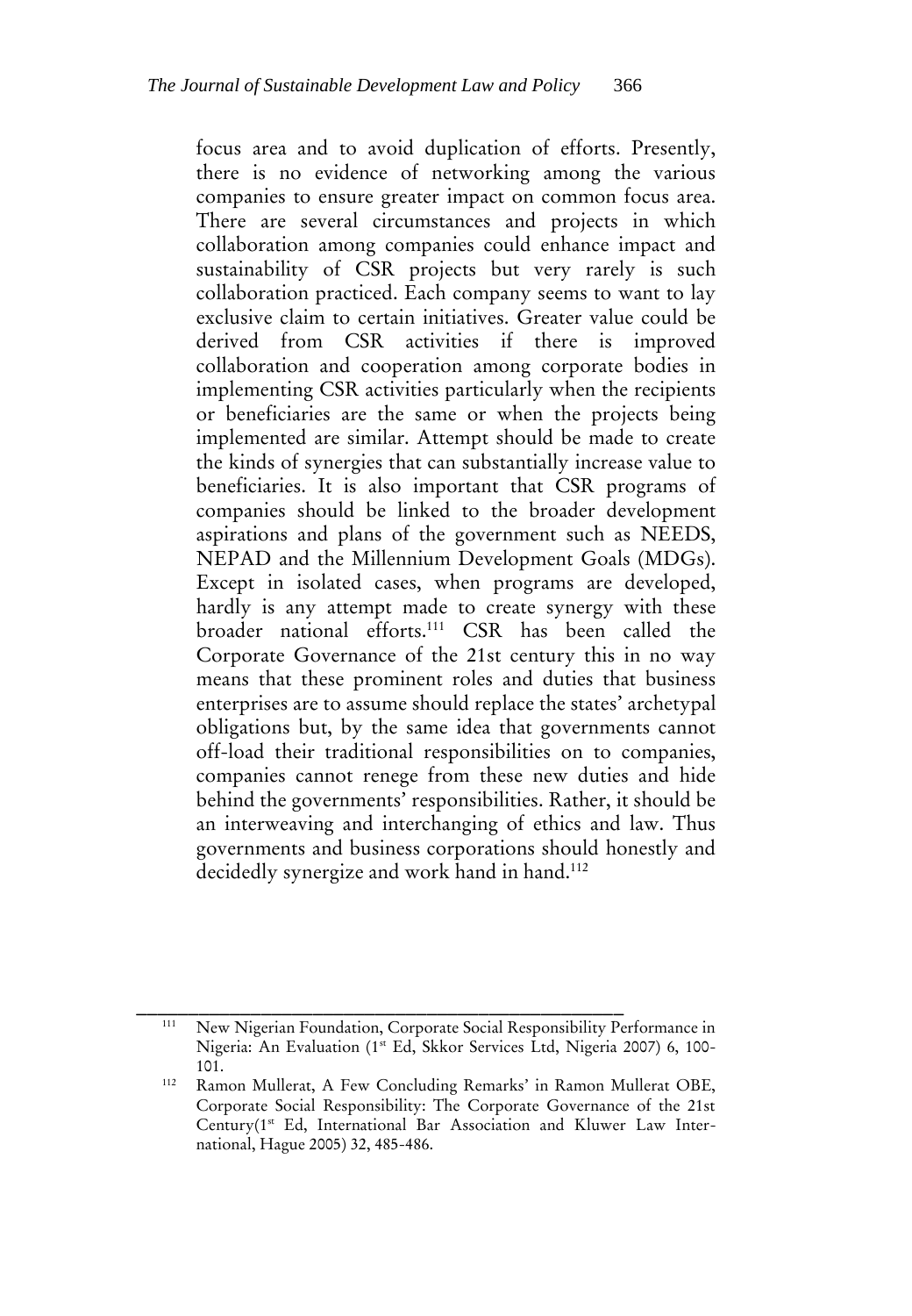focus area and to avoid duplication of efforts. Presently, there is no evidence of networking among the various companies to ensure greater impact on common focus area. There are several circumstances and projects in which collaboration among companies could enhance impact and sustainability of CSR projects but very rarely is such collaboration practiced. Each company seems to want to lay exclusive claim to certain initiatives. Greater value could be derived from CSR activities if there is improved collaboration and cooperation among corporate bodies in implementing CSR activities particularly when the recipients or beneficiaries are the same or when the projects being implemented are similar. Attempt should be made to create the kinds of synergies that can substantially increase value to beneficiaries. It is also important that CSR programs of companies should be linked to the broader development aspirations and plans of the government such as NEEDS, NEPAD and the Millennium Development Goals (MDGs). Except in isolated cases, when programs are developed, hardly is any attempt made to create synergy with these broader national efforts.[111] CSR has been called the Corporate Governance of the 21st century this in no way means that these prominent roles and duties that business enterprises are to assume should replace the states' archetypal obligations but, by the same idea that governments cannot off-load their traditional responsibilities on to companies, companies cannot renege from these new duties and hide behind the governments' responsibilities. Rather, it should be an interweaving and interchanging of ethics and law. Thus governments and business corporations should honestly and decidedly synergize and work hand in hand.[112]

---

[111] New Nigerian Foundation, Corporate Social Responsibility Performance in Nigeria: An Evaluation (1st Ed, Skkor Services Ltd, Nigeria 2007) 6, 100-101.

[112] Ramon Mullerat, A Few Concluding Remarks' in Ramon Mullerat OBE, Corporate Social Responsibility: The Corporate Governance of the 21st Century(1st Ed, International Bar Association and Kluwer Law International, Hague 2005) 32, 485-486.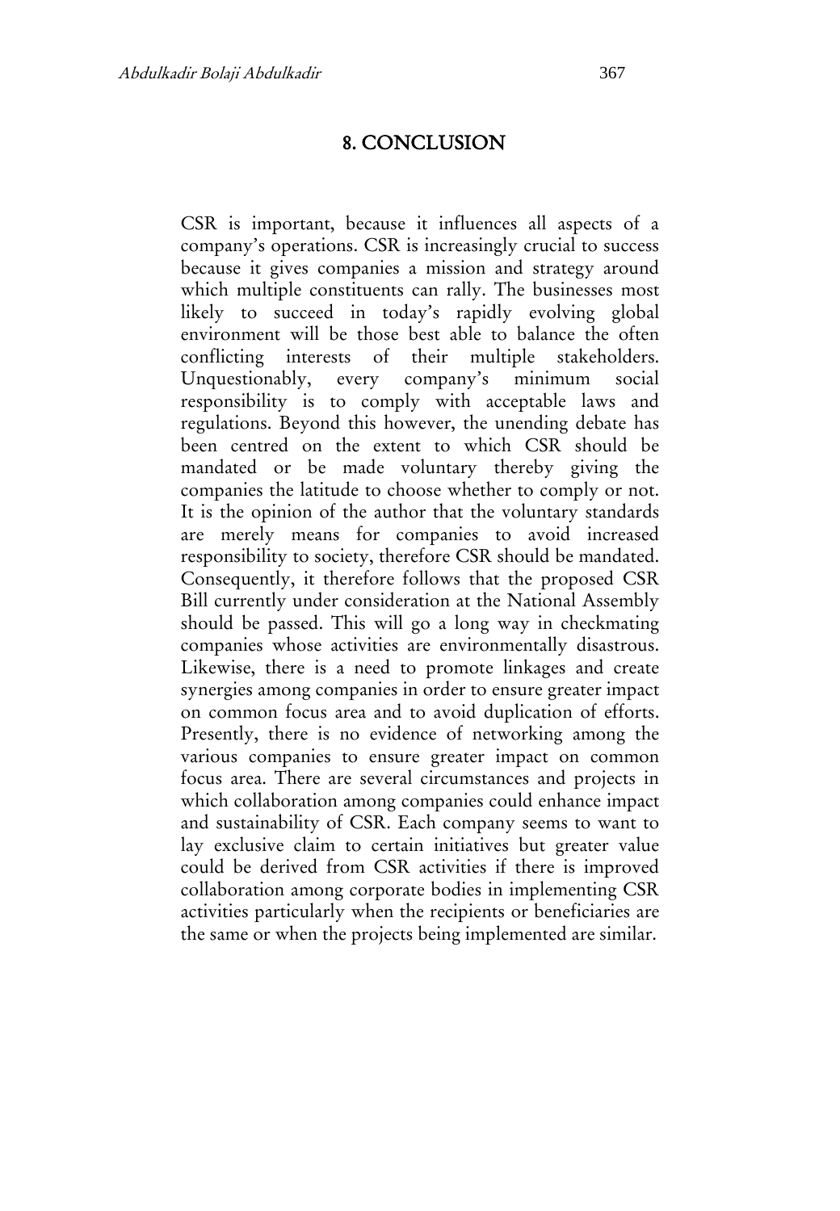## 8. CONCLUSION

CSR is important, because it influences all aspects of a company's operations. CSR is increasingly crucial to success because it gives companies a mission and strategy around which multiple constituents can rally. The businesses most likely to succeed in today's rapidly evolving global environment will be those best able to balance the often conflicting interests of their multiple stakeholders. Unquestionably, every company's minimum social responsibility is to comply with acceptable laws and regulations. Beyond this however, the unending debate has been centred on the extent to which CSR should be mandated or be made voluntary thereby giving the companies the latitude to choose whether to comply or not. It is the opinion of the author that the voluntary standards are merely means for companies to avoid increased responsibility to society, therefore CSR should be mandated. Consequently, it therefore follows that the proposed CSR Bill currently under consideration at the National Assembly should be passed. This will go a long way in checkmating companies whose activities are environmentally disastrous. Likewise, there is a need to promote linkages and create synergies among companies in order to ensure greater impact on common focus area and to avoid duplication of efforts. Presently, there is no evidence of networking among the various companies to ensure greater impact on common focus area. There are several circumstances and projects in which collaboration among companies could enhance impact and sustainability of CSR. Each company seems to want to lay exclusive claim to certain initiatives but greater value could be derived from CSR activities if there is improved collaboration among corporate bodies in implementing CSR activities particularly when the recipients or beneficiaries are the same or when the projects being implemented are similar.